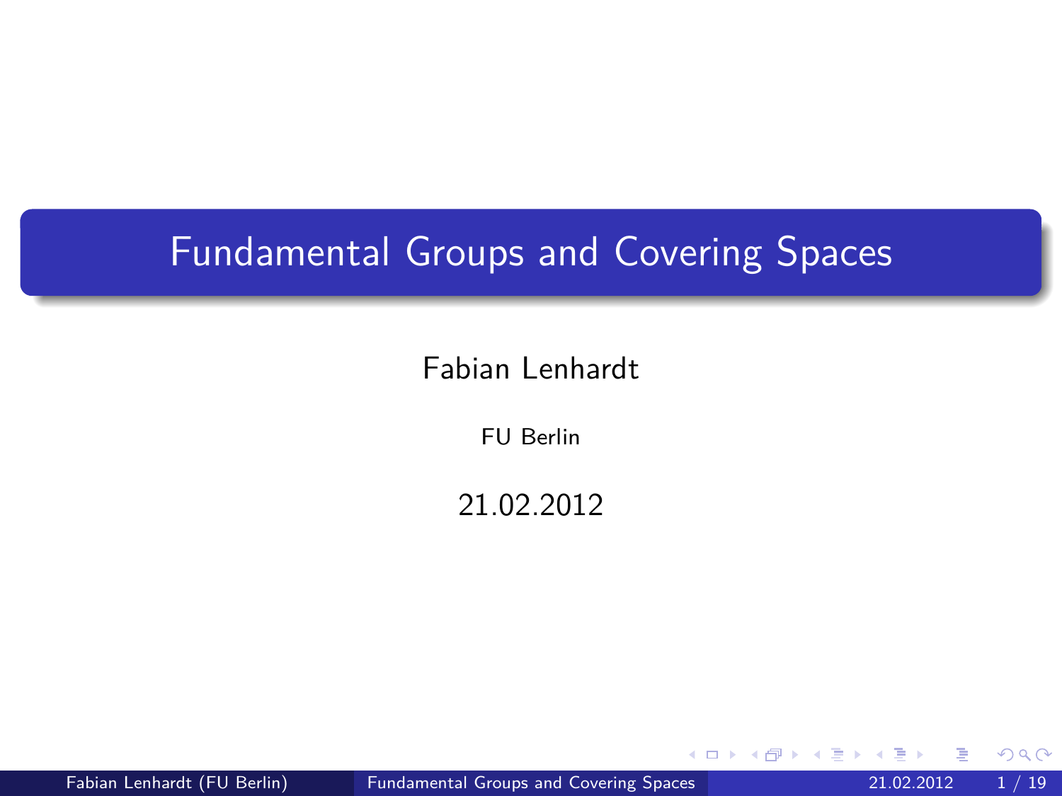# Fundamental Groups and Covering Spaces

Fabian Lenhardt

FU Berlin

21.02.2012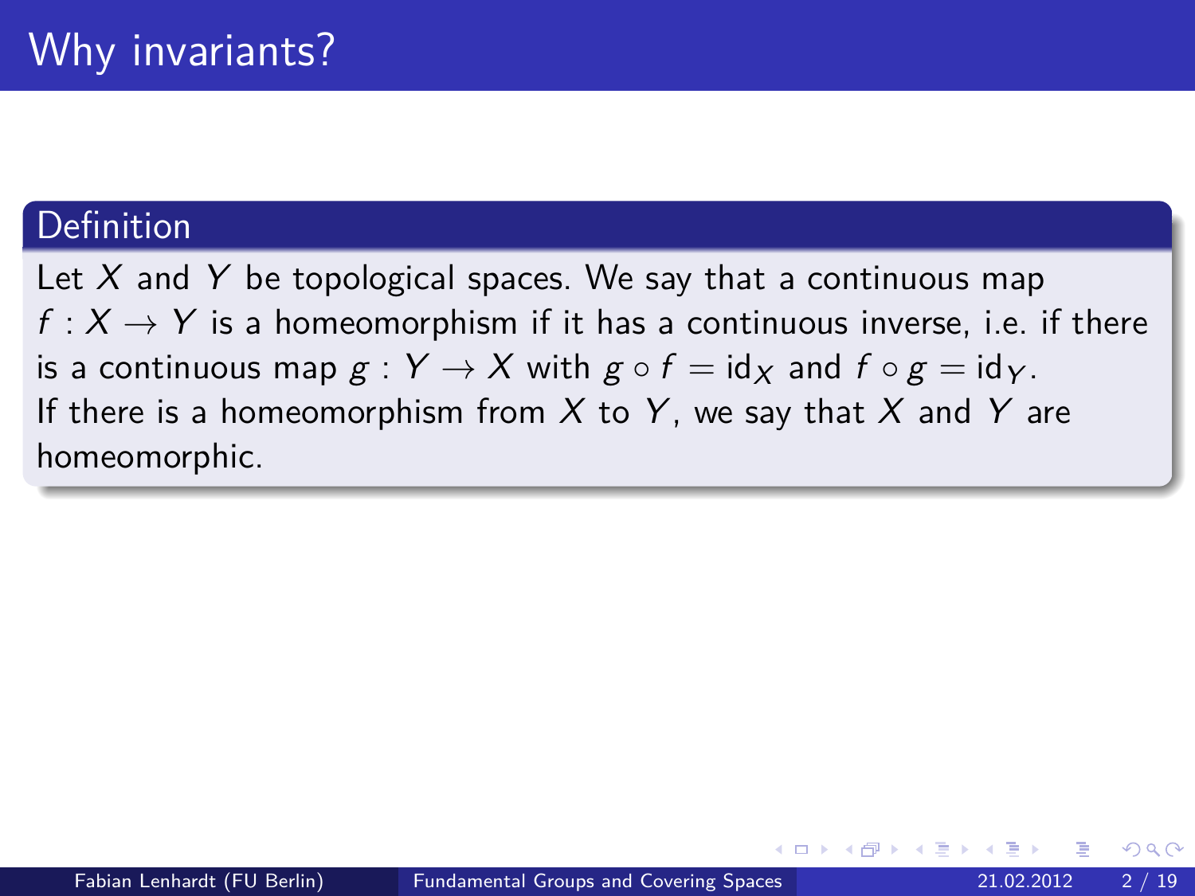# Why invariants?

**Definition**

Let $X$ and $Y$ be topological spaces. We say that a continuous map $f : X \to Y$ is a homeomorphism if it has a continuous inverse, i.e. if there is a continuous map $g : Y \to X$ with $g \circ f = \mathrm{id}_X$ and $f \circ g = \mathrm{id}_Y$.
If there is a homeomorphism from $X$ to $Y$, we say that $X$ and $Y$ are homeomorphic.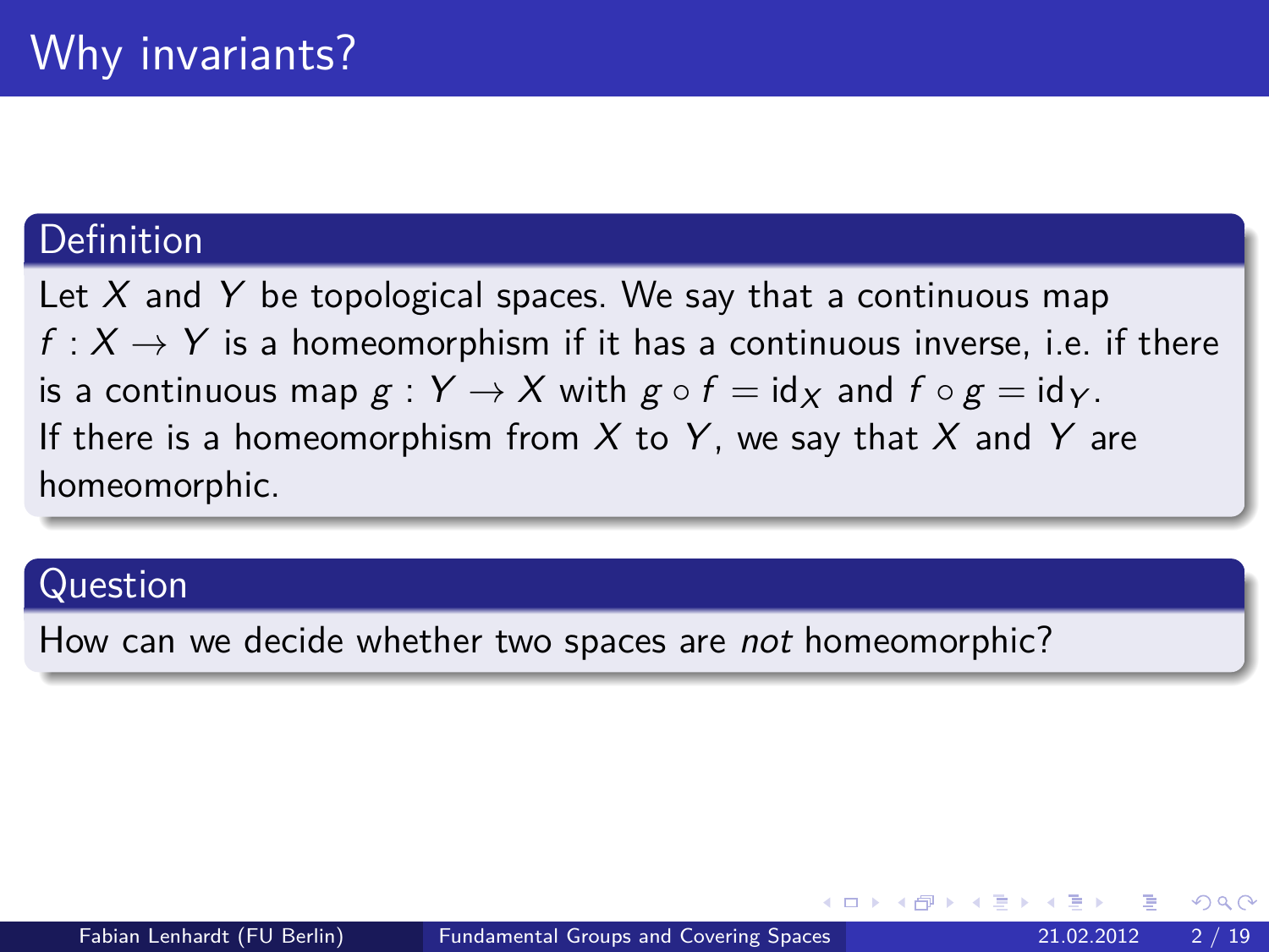# Why invariants?

## Definition

Let $X$ and $Y$ be topological spaces. We say that a continuous map $f : X \to Y$ is a homeomorphism if it has a continuous inverse, i.e. if there is a continuous map $g : Y \to X$ with $g \circ f = \mathrm{id}_X$ and $f \circ g = \mathrm{id}_Y$.
If there is a homeomorphism from $X$ to $Y$, we say that $X$ and $Y$ are homeomorphic.

## Question

How can we decide whether two spaces are *not* homeomorphic?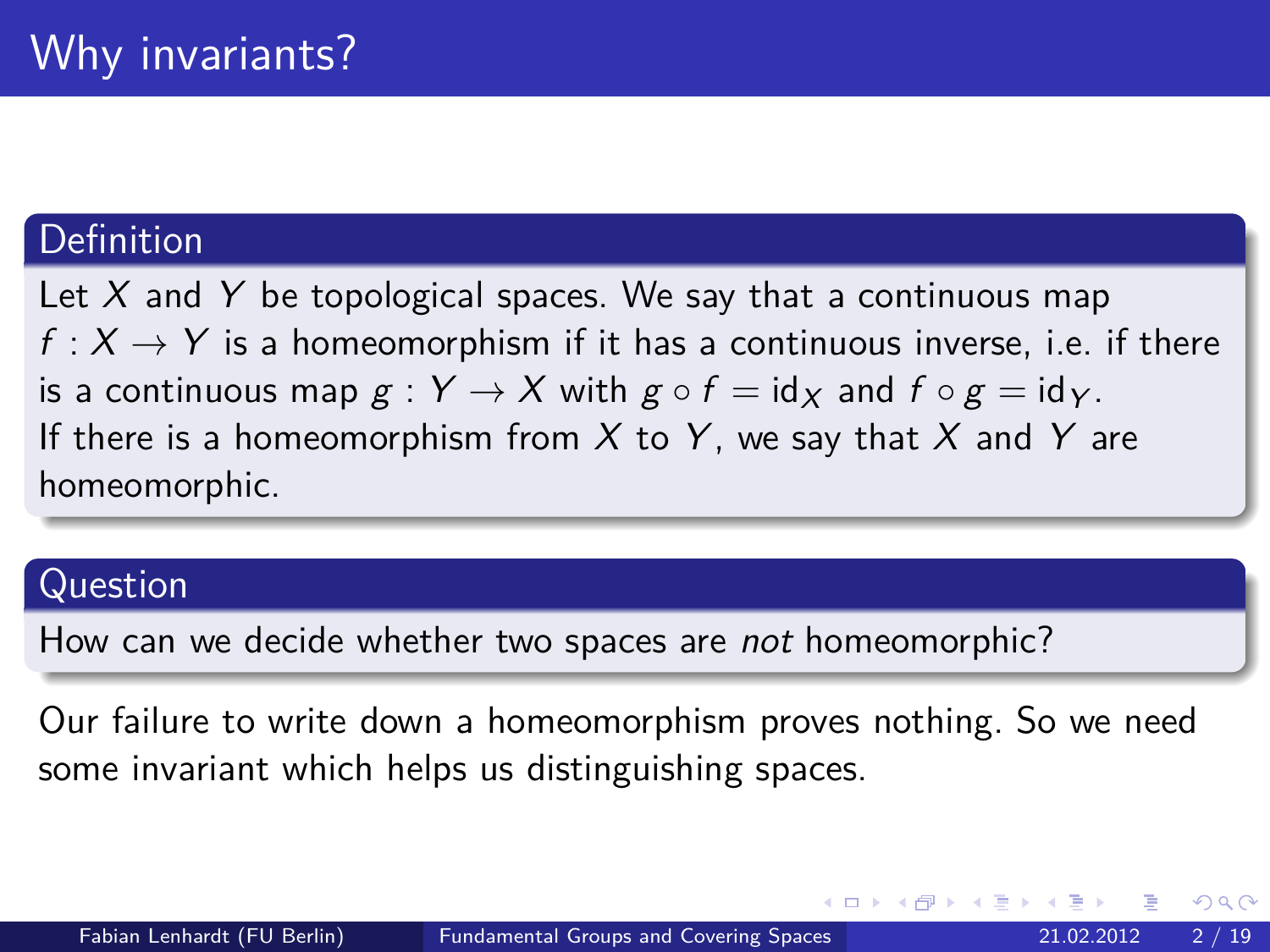# Why invariants?

**Definition**

Let $X$ and $Y$ be topological spaces. We say that a continuous map $f : X \to Y$ is a homeomorphism if it has a continuous inverse, i.e. if there is a continuous map $g : Y \to X$ with $g \circ f = \mathrm{id}_X$ and $f \circ g = \mathrm{id}_Y$. If there is a homeomorphism from $X$ to $Y$, we say that $X$ and $Y$ are homeomorphic.

**Question**

How can we decide whether two spaces are *not* homeomorphic?

Our failure to write down a homeomorphism proves nothing. So we need some invariant which helps us distinguishing spaces.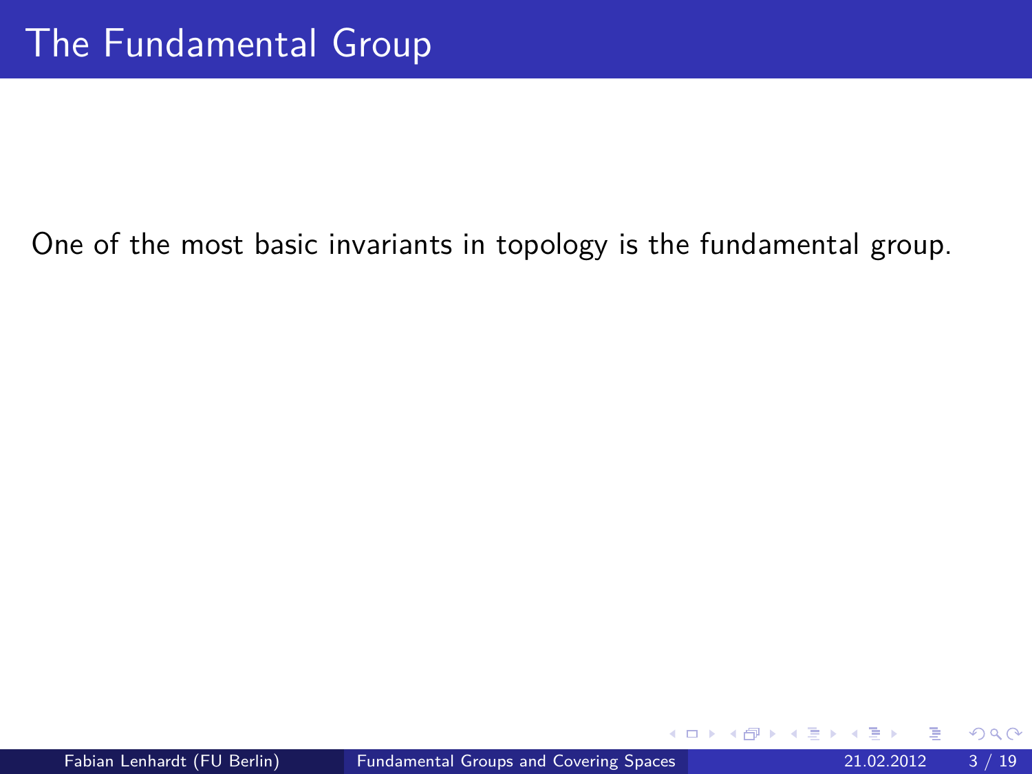# The Fundamental Group

One of the most basic invariants in topology is the fundamental group.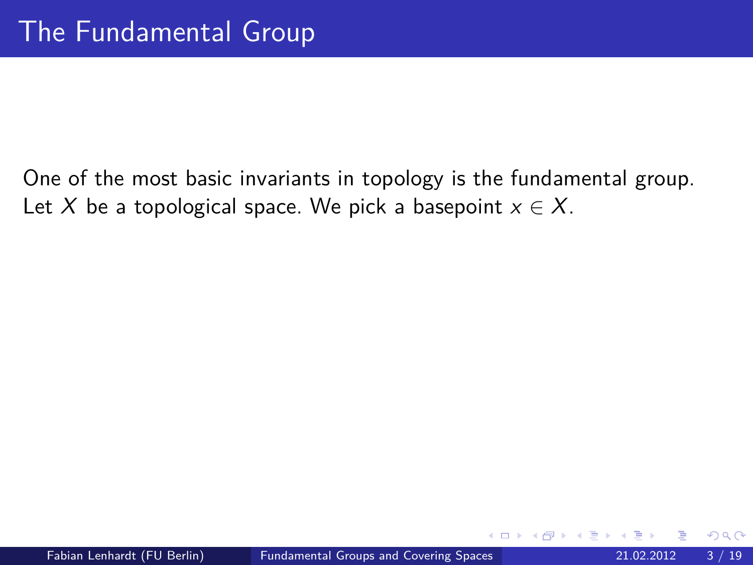# The Fundamental Group

One of the most basic invariants in topology is the fundamental group. Let $X$ be a topological space. We pick a basepoint $x \in X$.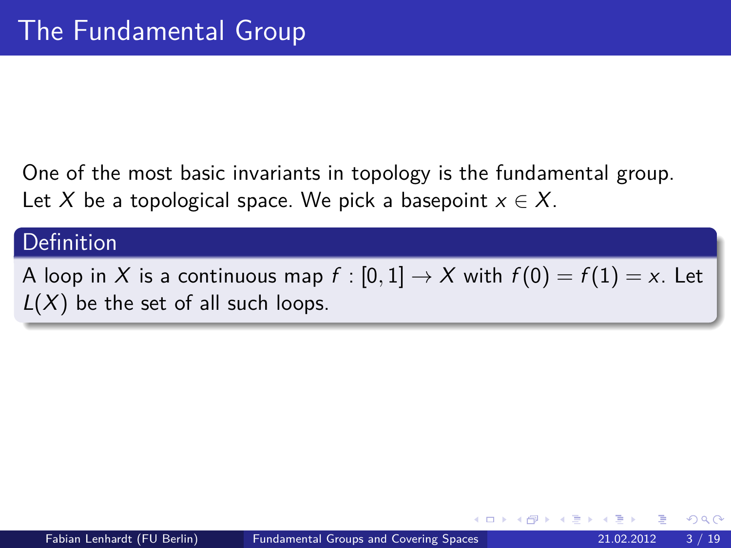# The Fundamental Group

One of the most basic invariants in topology is the fundamental group. Let $X$ be a topological space. We pick a basepoint $x \in X$.

**Definition**

A loop in $X$ is a continuous map $f : [0,1] \to X$ with $f(0) = f(1) = x$. Let $L(X)$ be the set of all such loops.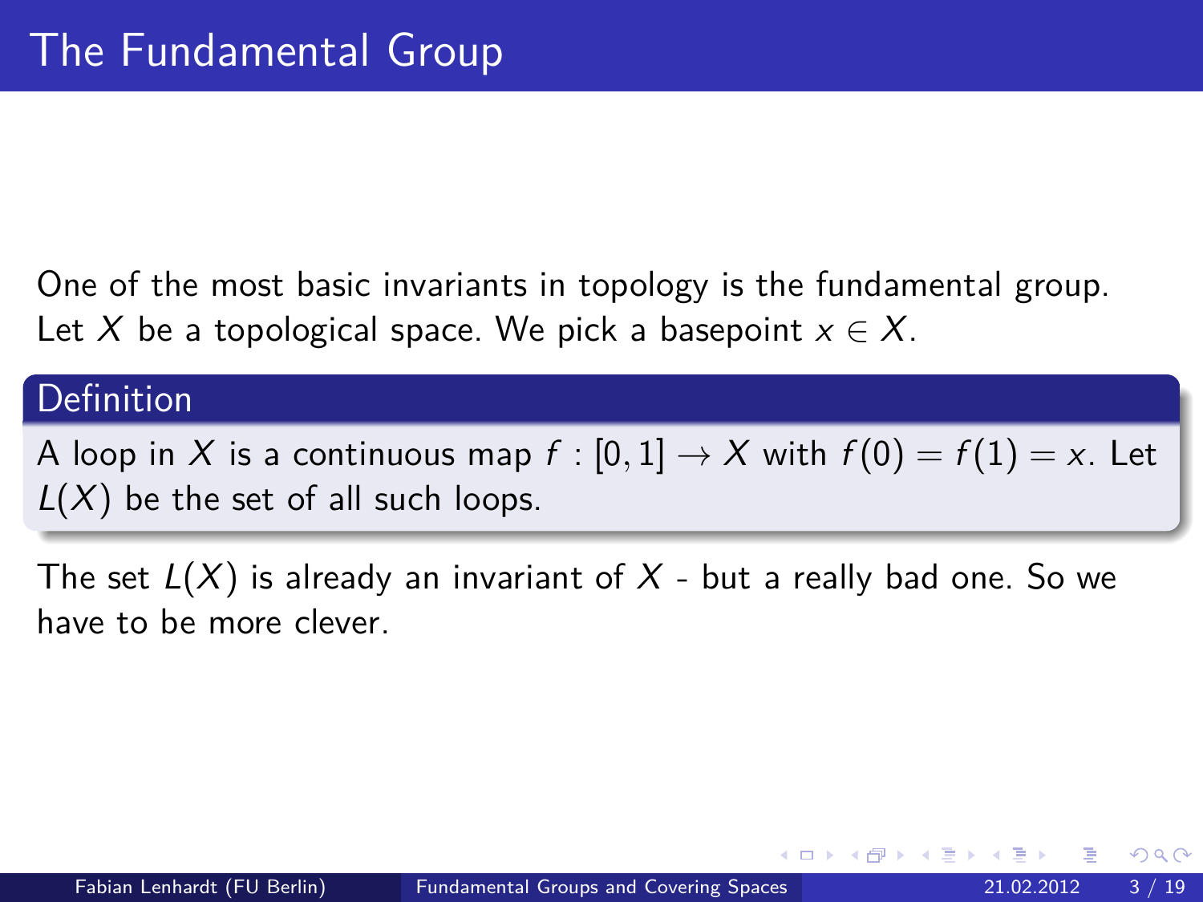# The Fundamental Group

One of the most basic invariants in topology is the fundamental group. Let $X$ be a topological space. We pick a basepoint $x \in X$.

**Definition**

A loop in $X$ is a continuous map $f : [0,1] \to X$ with $f(0) = f(1) = x$. Let $L(X)$ be the set of all such loops.

The set $L(X)$ is already an invariant of $X$ - but a really bad one. So we have to be more clever.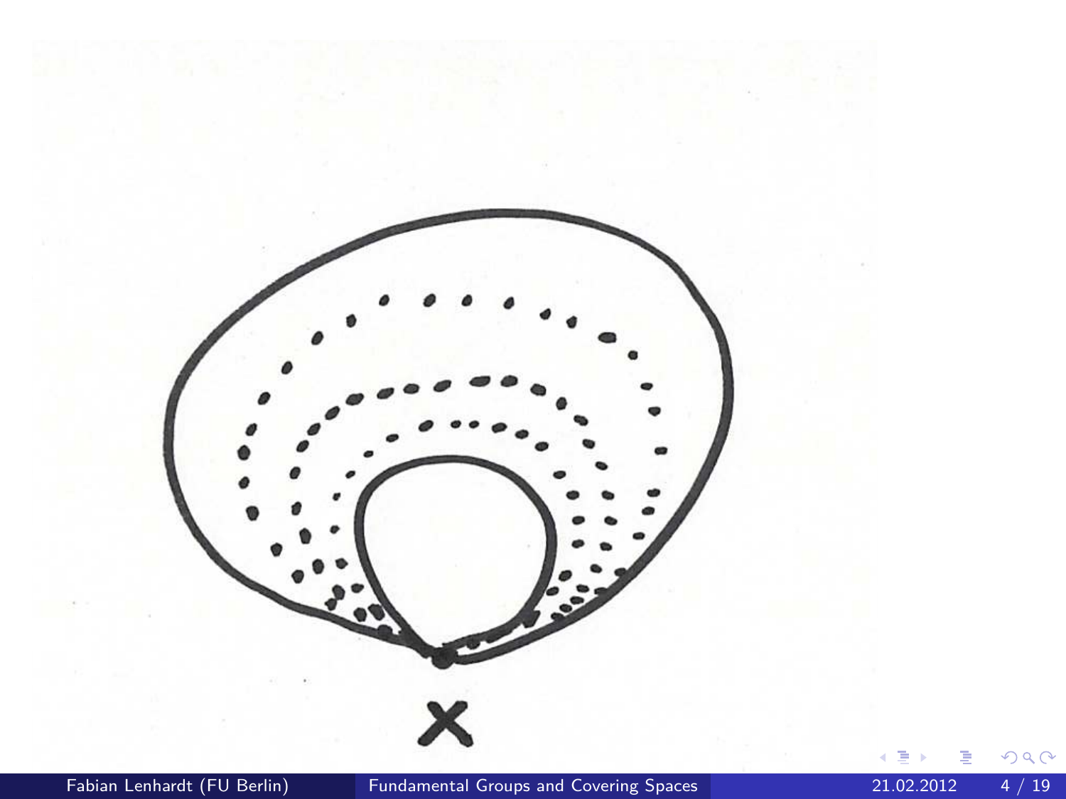X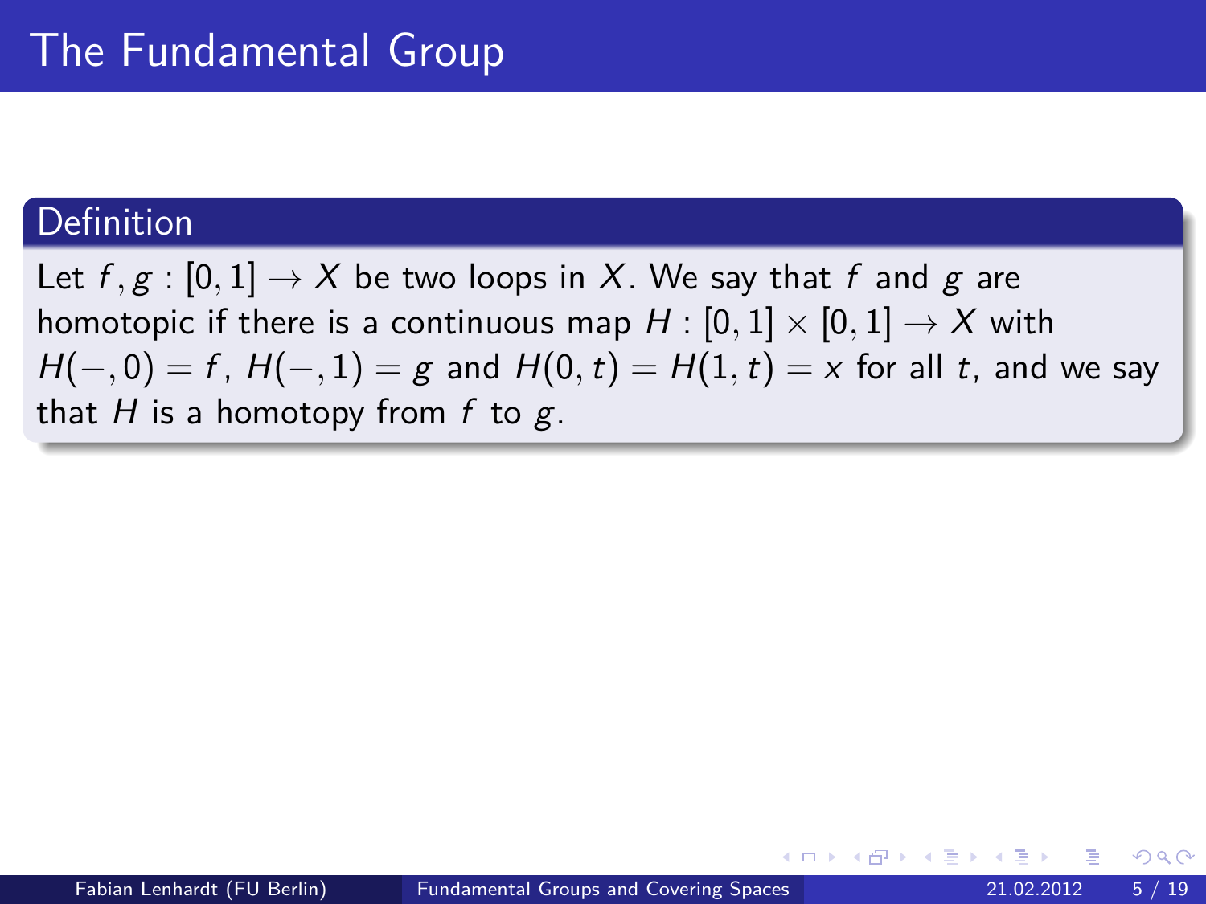# The Fundamental Group

**Definition**

Let $f, g : [0,1] \to X$ be two loops in $X$. We say that $f$ and $g$ are homotopic if there is a continuous map $H : [0,1] \times [0,1] \to X$ with $H(-,0) = f$, $H(-,1) = g$ and $H(0,t) = H(1,t) = x$ for all $t$, and we say that $H$ is a homotopy from $f$ to $g$.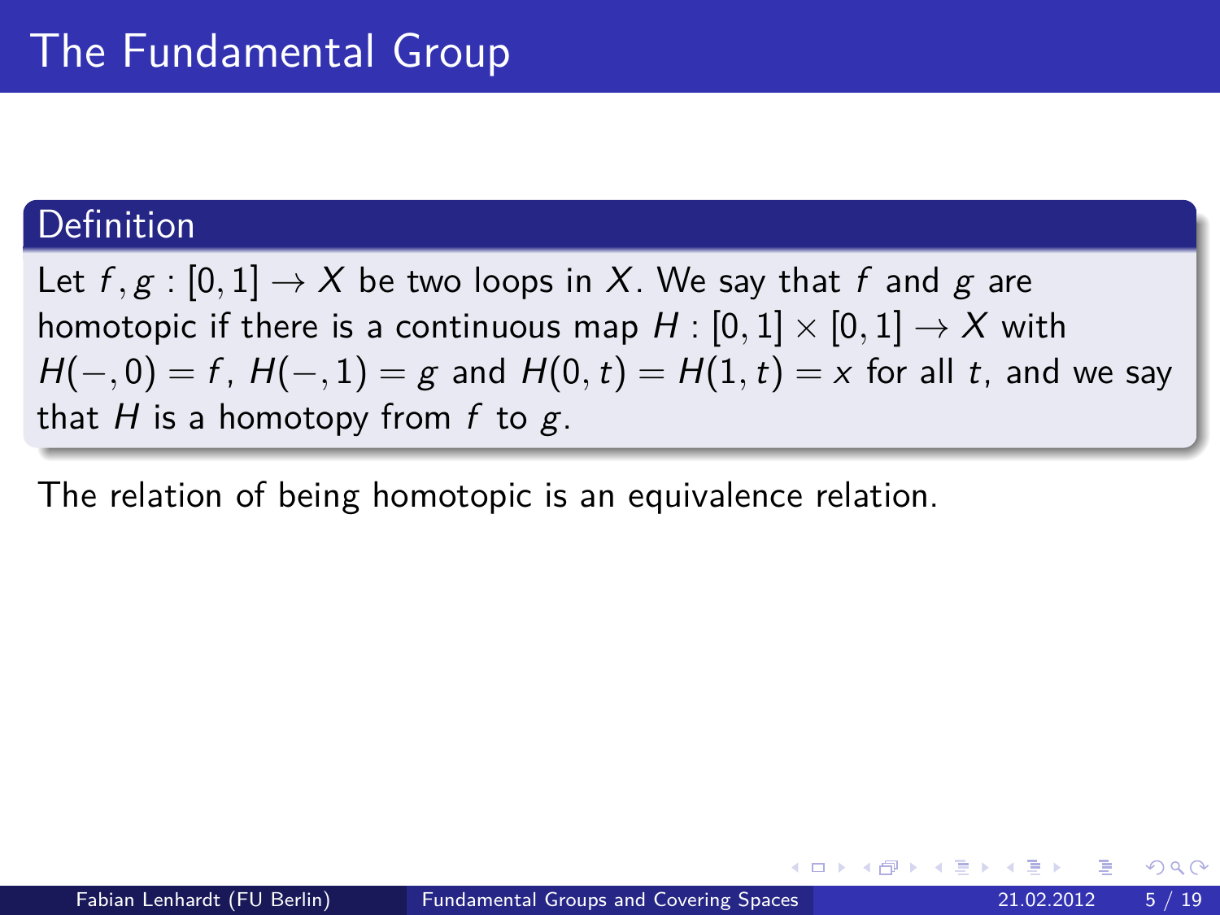# The Fundamental Group

**Definition**

Let $f, g : [0,1] \to X$ be two loops in $X$. We say that $f$ and $g$ are homotopic if there is a continuous map $H : [0,1] \times [0,1] \to X$ with $H(-,0) = f$, $H(-,1) = g$ and $H(0,t) = H(1,t) = x$ for all $t$, and we say that $H$ is a homotopy from $f$ to $g$.

The relation of being homotopic is an equivalence relation.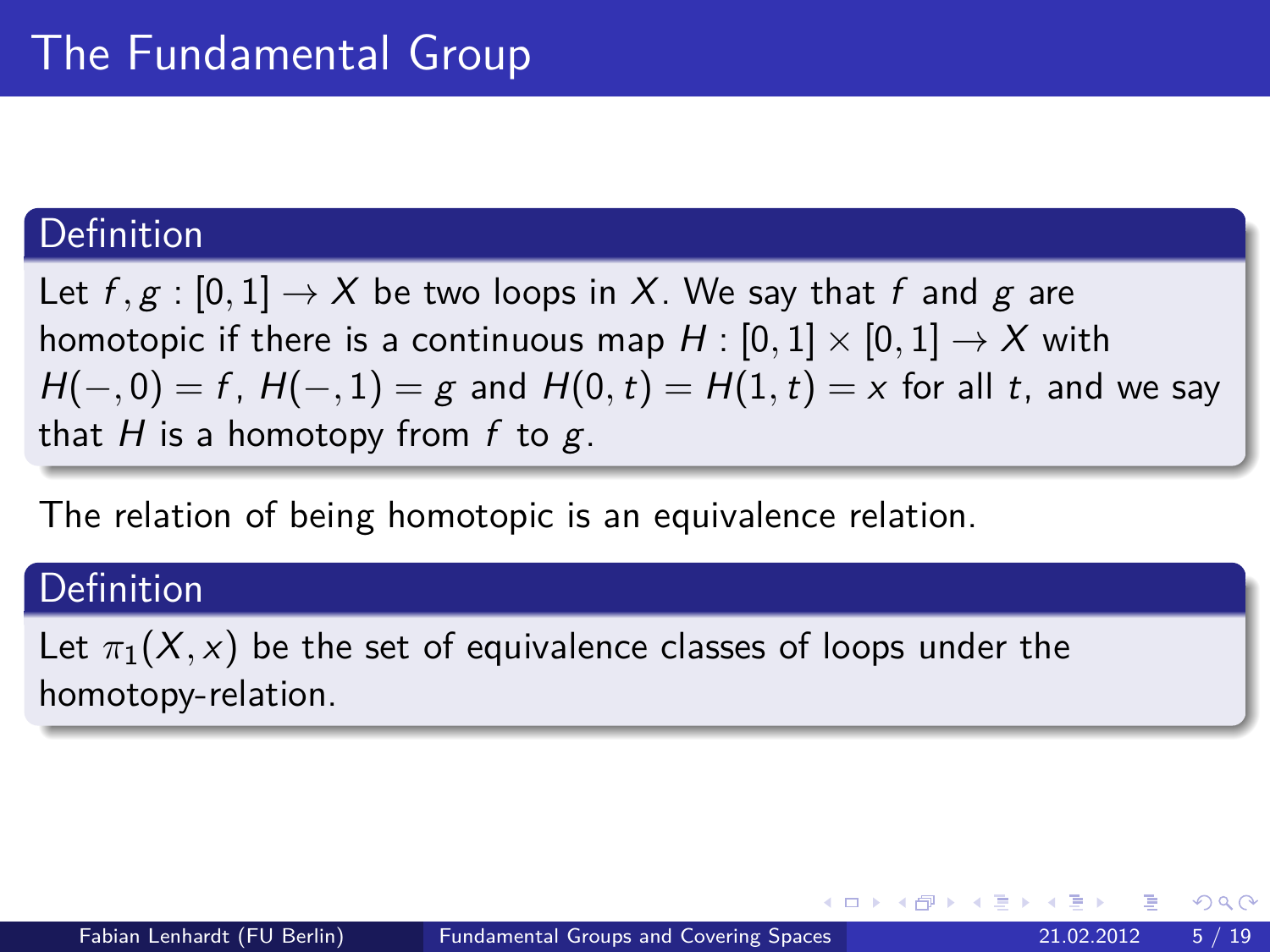# The Fundamental Group

**Definition**

Let $f, g : [0,1] \to X$ be two loops in $X$. We say that $f$ and $g$ are homotopic if there is a continuous map $H : [0,1] \times [0,1] \to X$ with $H(-,0) = f$, $H(-,1) = g$ and $H(0,t) = H(1,t) = x$ for all $t$, and we say that $H$ is a homotopy from $f$ to $g$.

The relation of being homotopic is an equivalence relation.

**Definition**

Let $\pi_1(X, x)$ be the set of equivalence classes of loops under the homotopy-relation.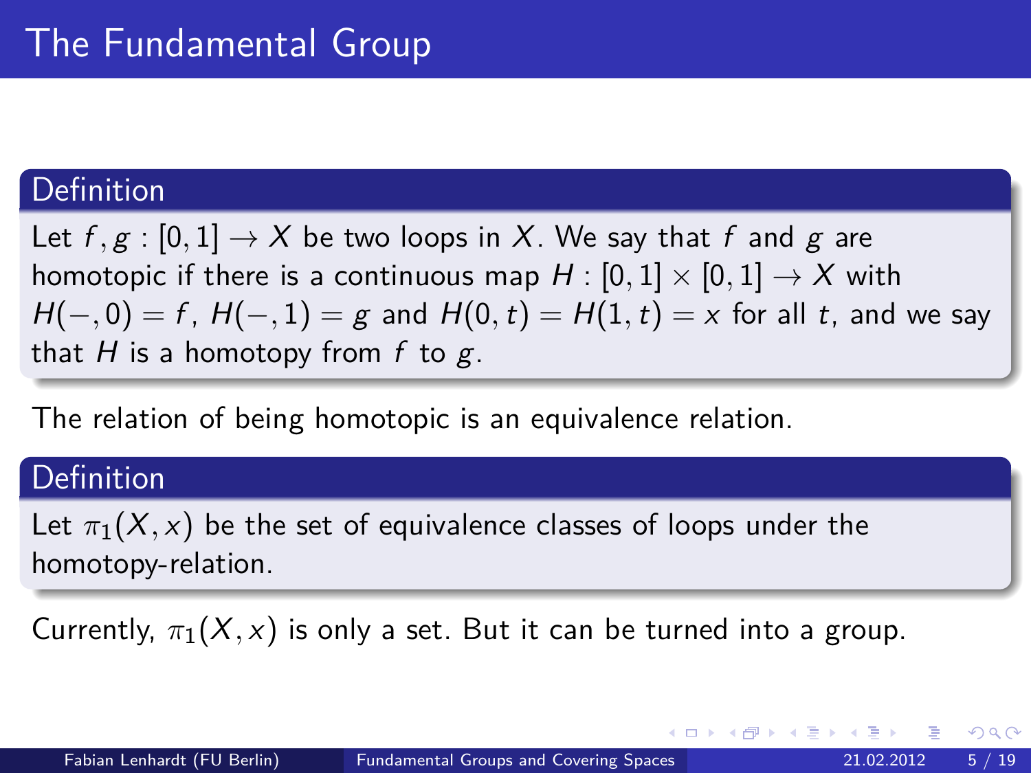# The Fundamental Group

**Definition**

Let $f, g : [0,1] \to X$ be two loops in $X$. We say that $f$ and $g$ are homotopic if there is a continuous map $H : [0,1] \times [0,1] \to X$ with $H(-,0) = f$, $H(-,1) = g$ and $H(0,t) = H(1,t) = x$ for all $t$, and we say that $H$ is a homotopy from $f$ to $g$.

The relation of being homotopic is an equivalence relation.

**Definition**

Let $\pi_1(X,x)$ be the set of equivalence classes of loops under the homotopy-relation.

Currently, $\pi_1(X,x)$ is only a set. But it can be turned into a group.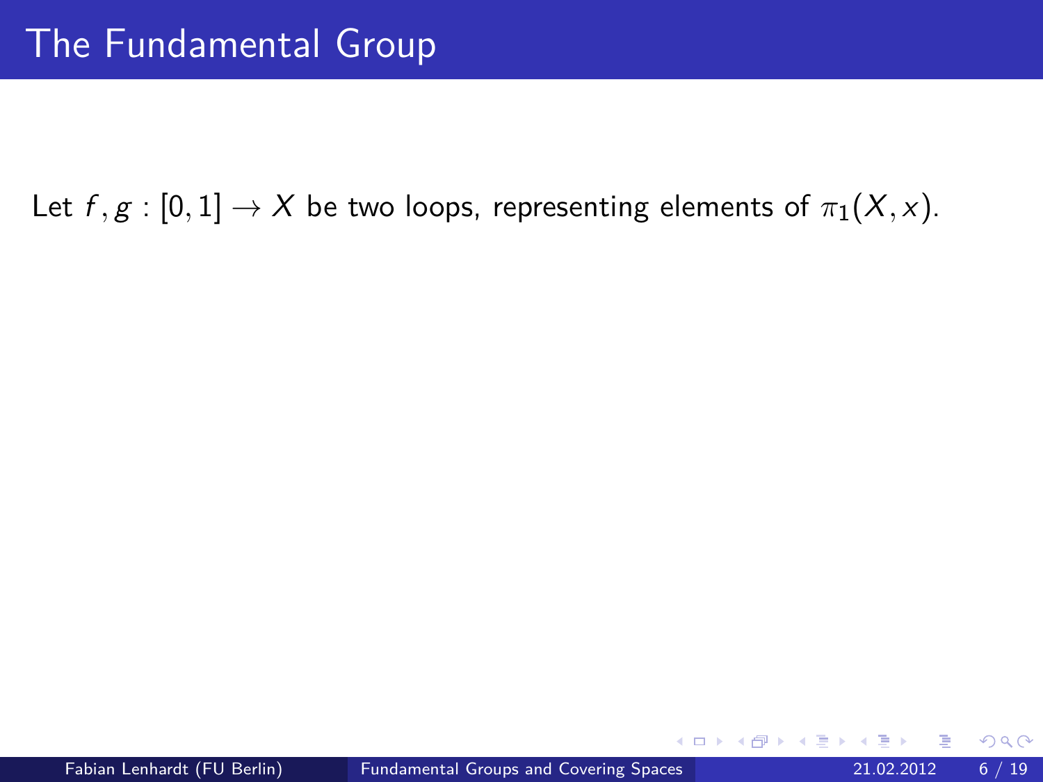# The Fundamental Group

Let $f, g : [0, 1] \to X$ be two loops, representing elements of $\pi_1(X, x)$.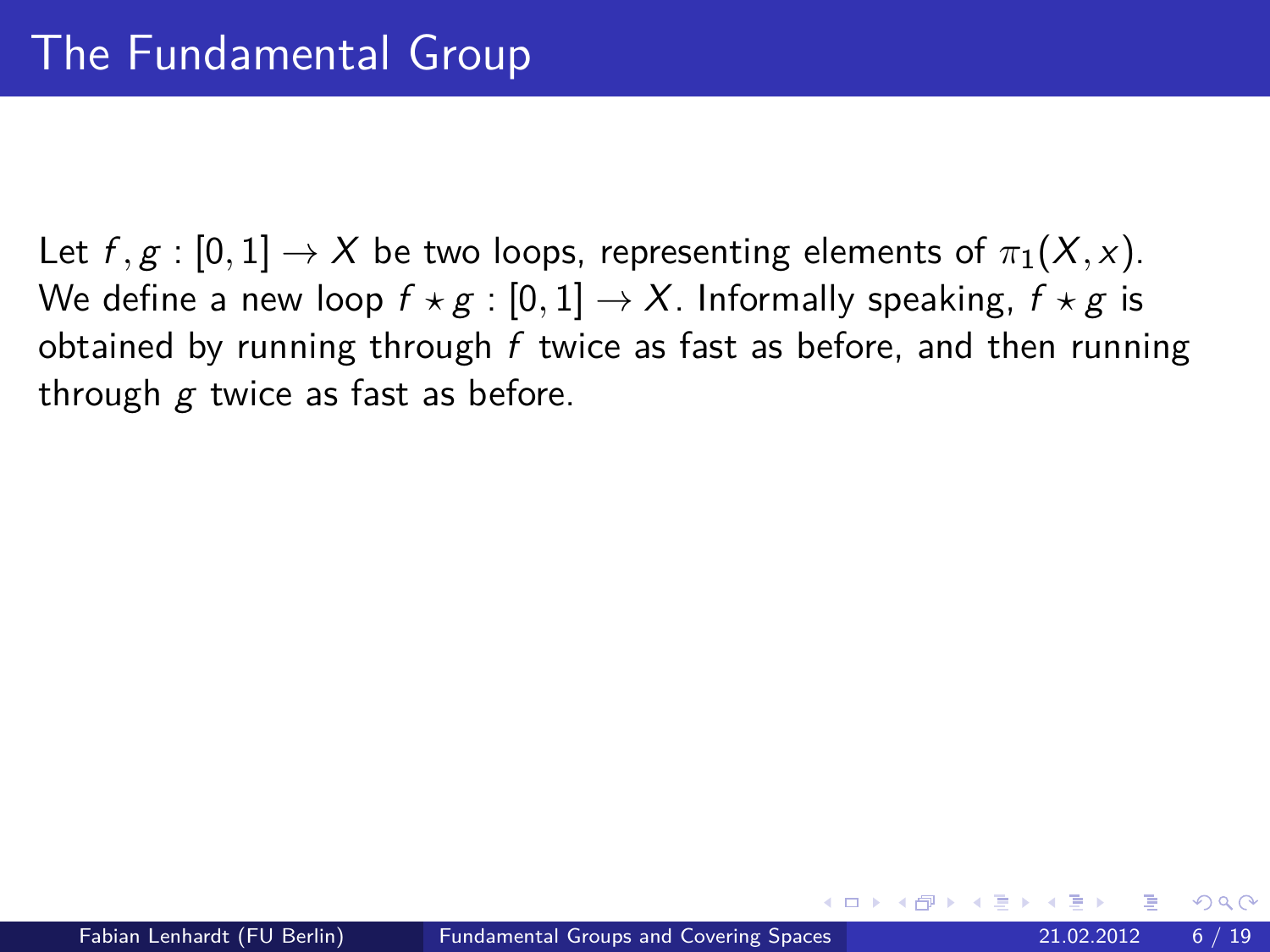# The Fundamental Group

Let $f, g : [0, 1] \to X$ be two loops, representing elements of $\pi_1(X, x)$. We define a new loop $f \star g : [0, 1] \to X$. Informally speaking, $f \star g$ is obtained by running through $f$ twice as fast as before, and then running through $g$ twice as fast as before.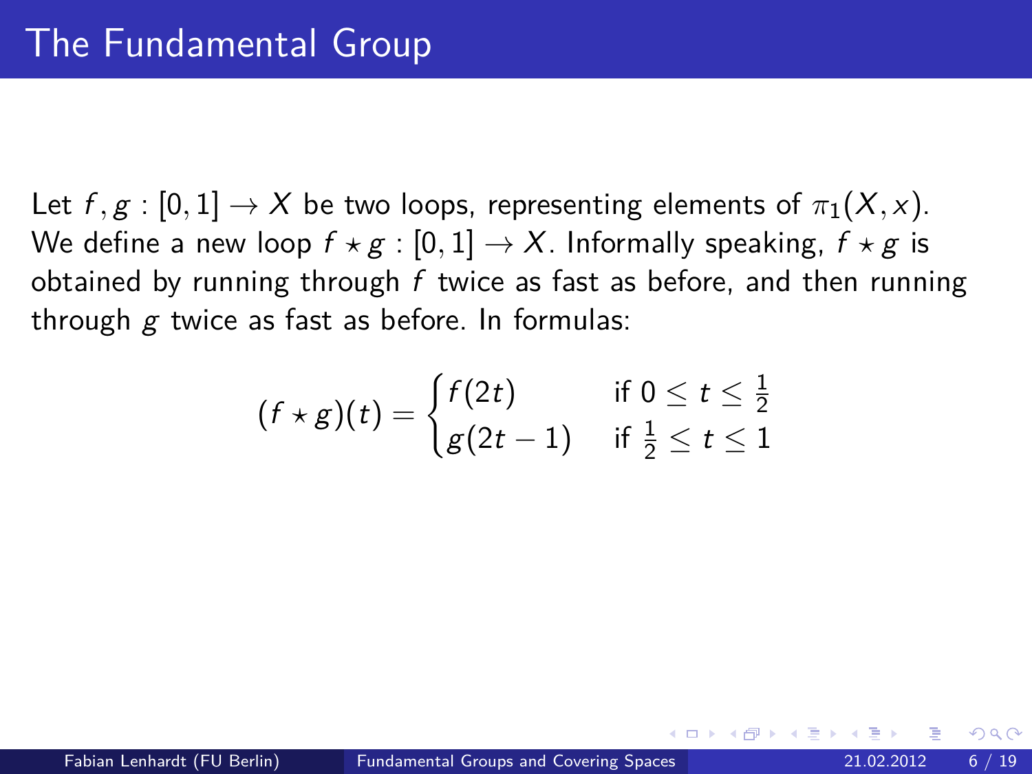# The Fundamental Group

Let $f, g : [0, 1] \to X$ be two loops, representing elements of $\pi_1(X, x)$. We define a new loop $f \star g : [0, 1] \to X$. Informally speaking, $f \star g$ is obtained by running through $f$ twice as fast as before, and then running through $g$ twice as fast as before. In formulas:

$$(f \star g)(t) = \begin{cases} f(2t) & \text{if } 0 \leq t \leq \frac{1}{2} \\ g(2t-1) & \text{if } \frac{1}{2} \leq t \leq 1 \end{cases}$$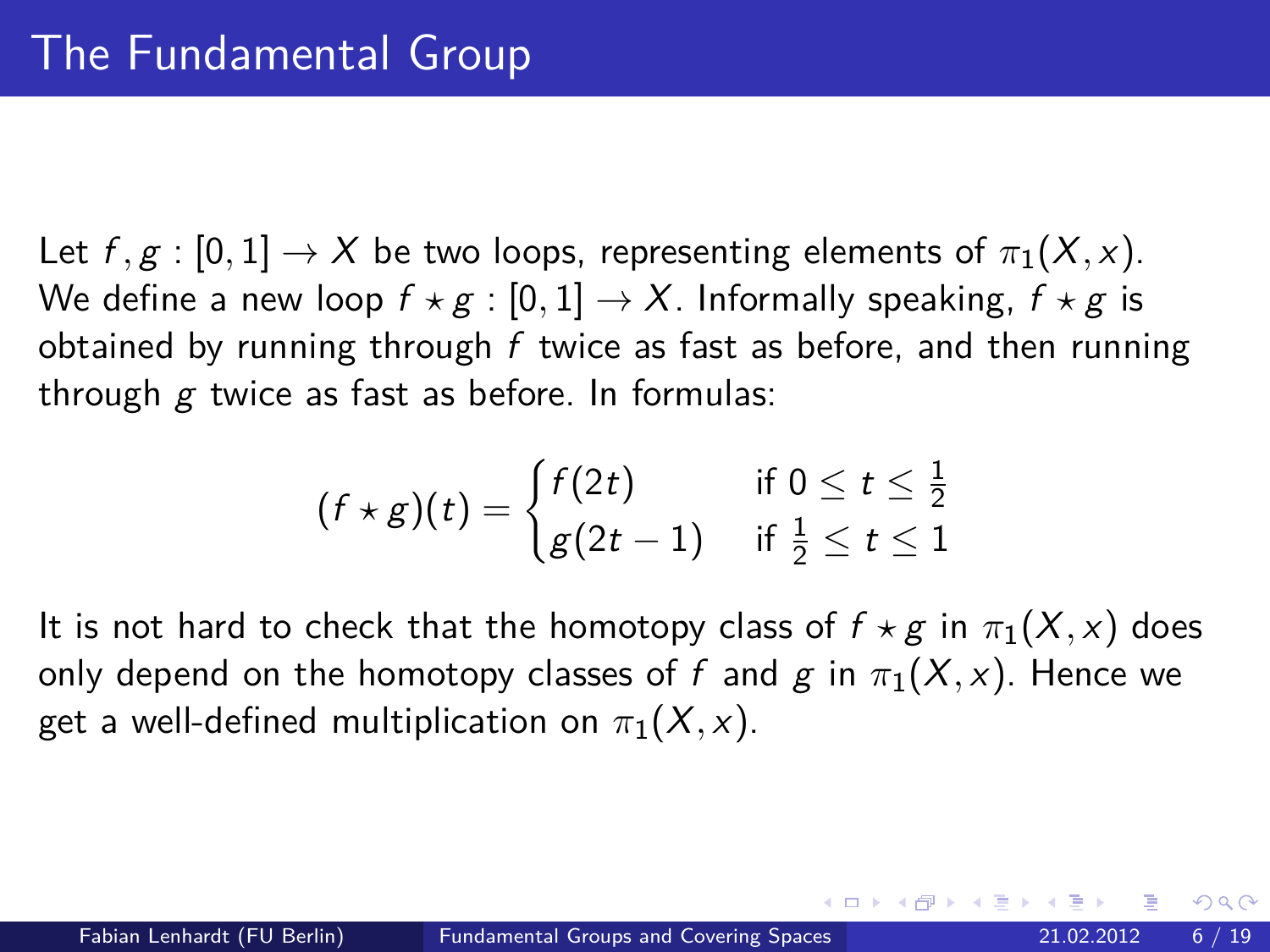# The Fundamental Group

Let $f, g : [0,1] \to X$ be two loops, representing elements of $\pi_1(X, x)$. We define a new loop $f \star g : [0,1] \to X$. Informally speaking, $f \star g$ is obtained by running through $f$ twice as fast as before, and then running through $g$ twice as fast as before. In formulas:

$$(f \star g)(t) = \begin{cases} f(2t) & \text{if } 0 \leq t \leq \frac{1}{2} \\ g(2t-1) & \text{if } \frac{1}{2} \leq t \leq 1 \end{cases}$$

It is not hard to check that the homotopy class of $f \star g$ in $\pi_1(X, x)$ does only depend on the homotopy classes of $f$ and $g$ in $\pi_1(X, x)$. Hence we get a well-defined multiplication on $\pi_1(X, x)$.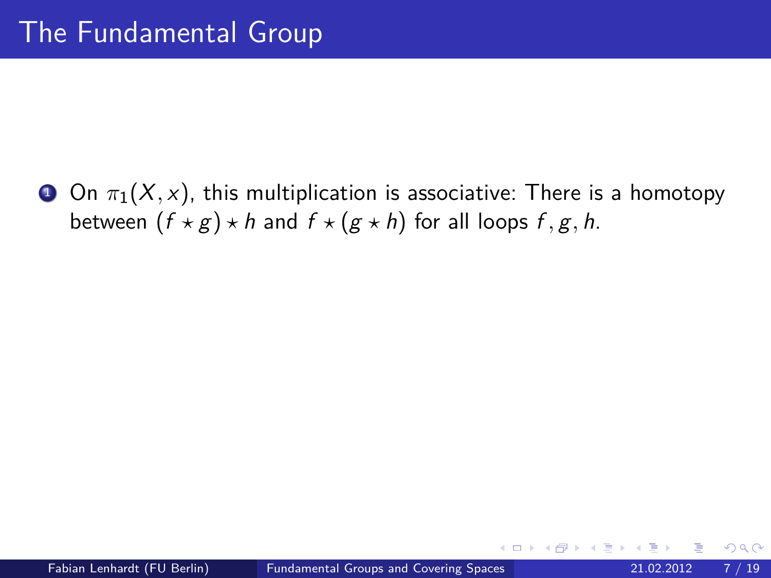# The Fundamental Group

1. On $\pi_1(X, x)$, this multiplication is associative: There is a homotopy between $(f \star g) \star h$ and $f \star (g \star h)$ for all loops $f, g, h$.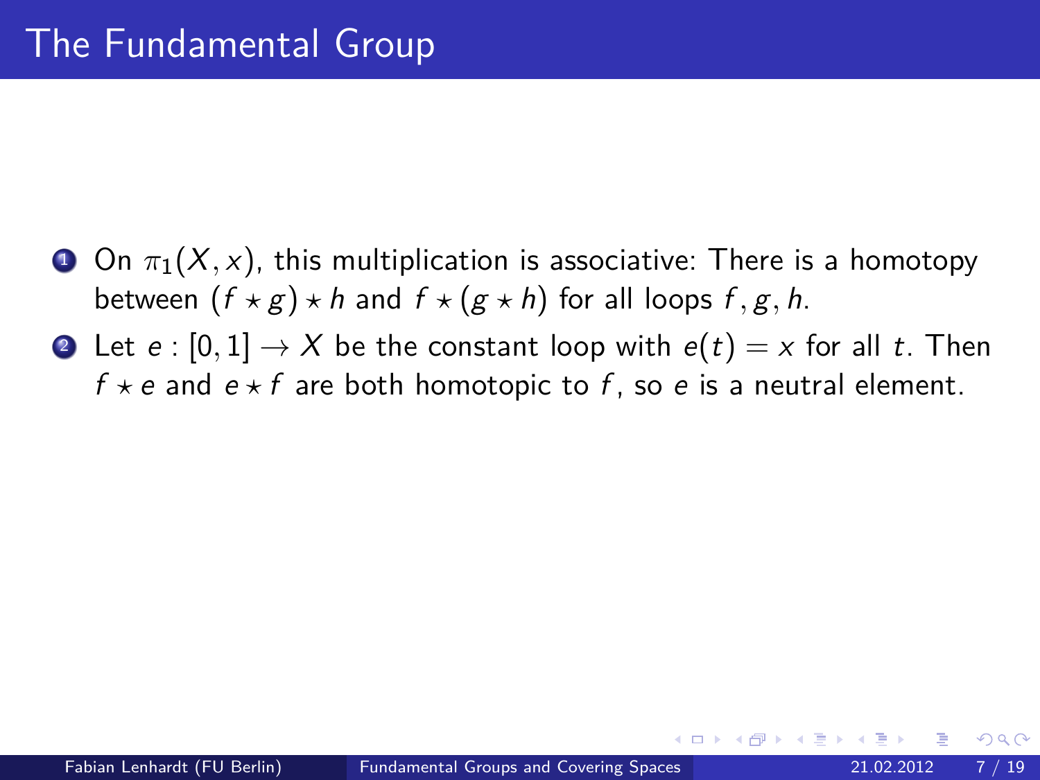# The Fundamental Group

1. On $\pi_1(X, x)$, this multiplication is associative: There is a homotopy between $(f \star g) \star h$ and $f \star (g \star h)$ for all loops $f, g, h$.
2. Let $e : [0, 1] \to X$ be the constant loop with $e(t) = x$ for all $t$. Then $f \star e$ and $e \star f$ are both homotopic to $f$, so $e$ is a neutral element.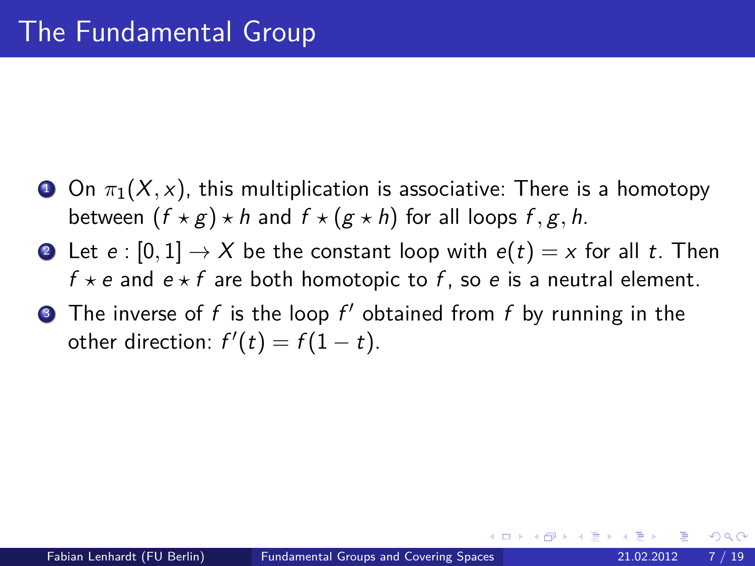# The Fundamental Group

1. On $\pi_1(X, x)$, this multiplication is associative: There is a homotopy between $(f \star g) \star h$ and $f \star (g \star h)$ for all loops $f, g, h$.
2. Let $e : [0, 1] \to X$ be the constant loop with $e(t) = x$ for all $t$. Then $f \star e$ and $e \star f$ are both homotopic to $f$, so $e$ is a neutral element.
3. The inverse of $f$ is the loop $f'$ obtained from $f$ by running in the other direction: $f'(t) = f(1 - t)$.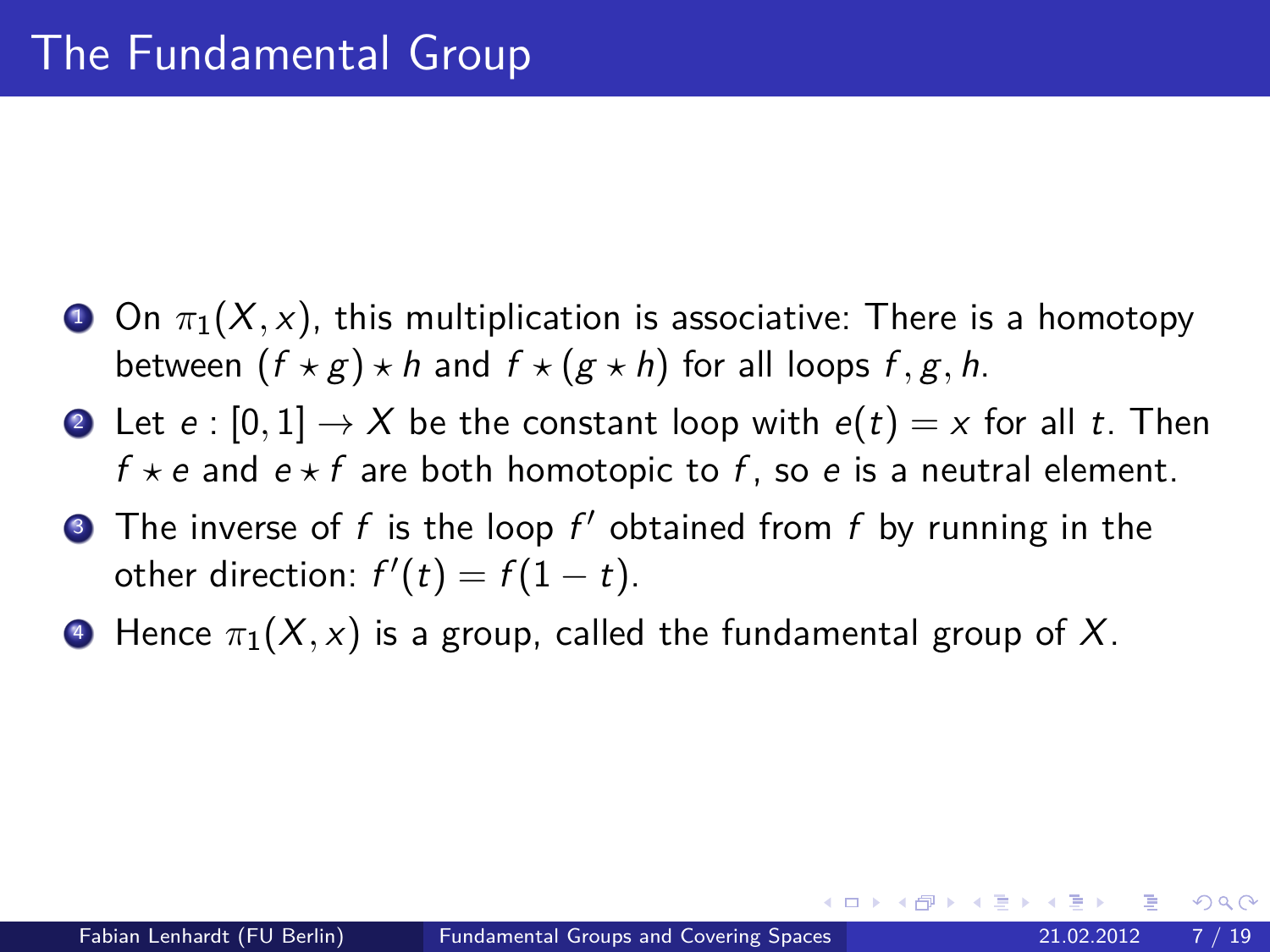# The Fundamental Group

1. On $\pi_1(X, x)$, this multiplication is associative: There is a homotopy between $(f \star g) \star h$ and $f \star (g \star h)$ for all loops $f, g, h$.
2. Let $e : [0, 1] \to X$ be the constant loop with $e(t) = x$ for all $t$. Then $f \star e$ and $e \star f$ are both homotopic to $f$, so $e$ is a neutral element.
3. The inverse of $f$ is the loop $f'$ obtained from $f$ by running in the other direction: $f'(t) = f(1 - t)$.
4. Hence $\pi_1(X, x)$ is a group, called the fundamental group of $X$.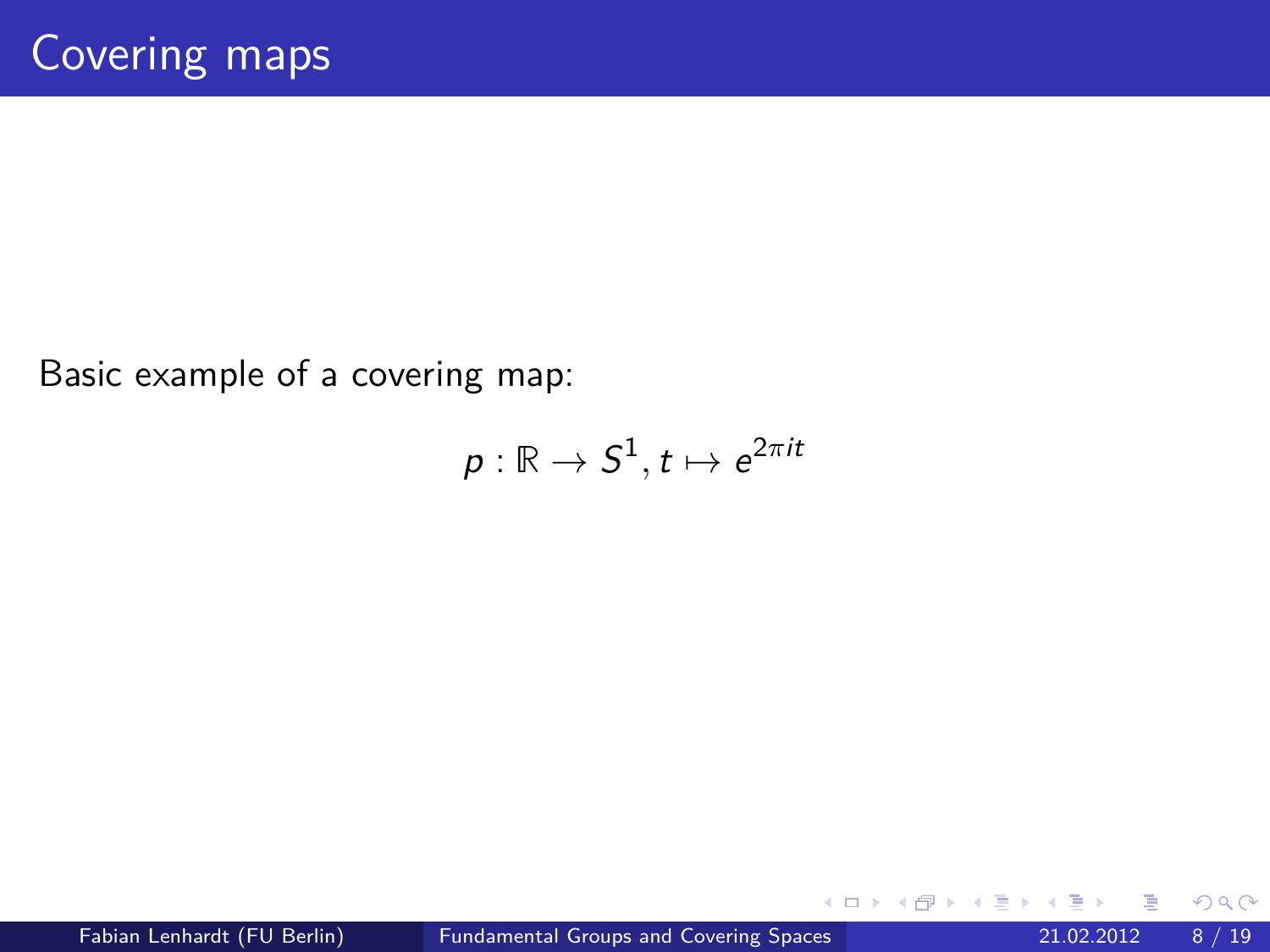# Covering maps

Basic example of a covering map:

$$p : \mathbb{R} \to S^1, t \mapsto e^{2\pi it}$$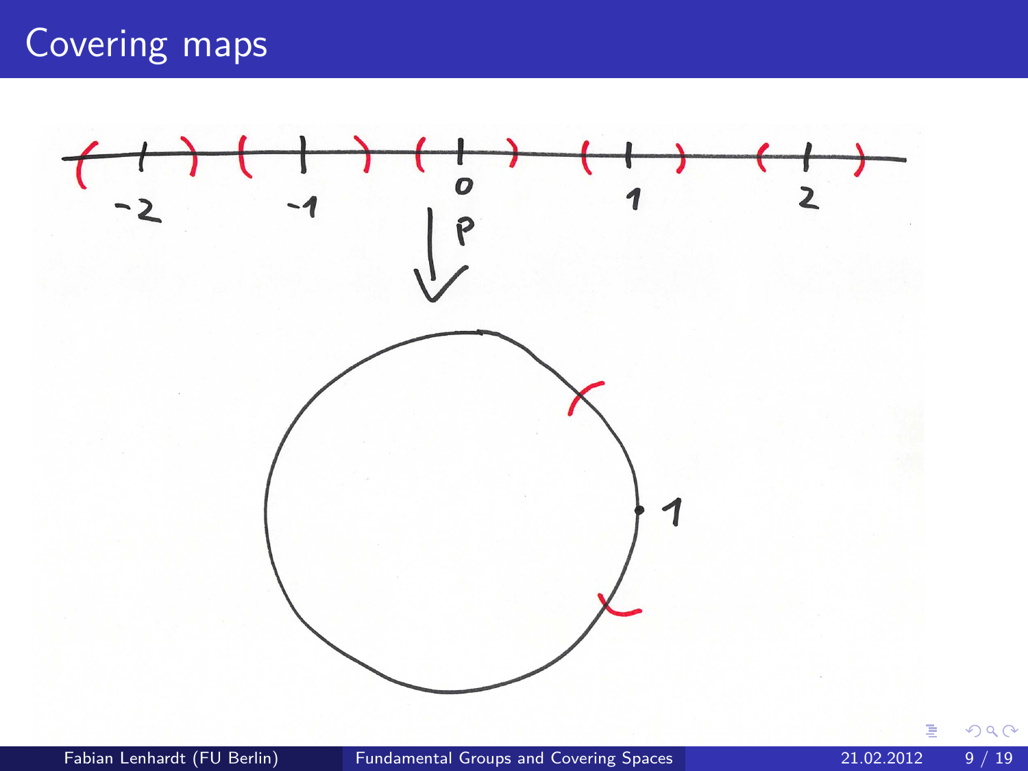# Covering maps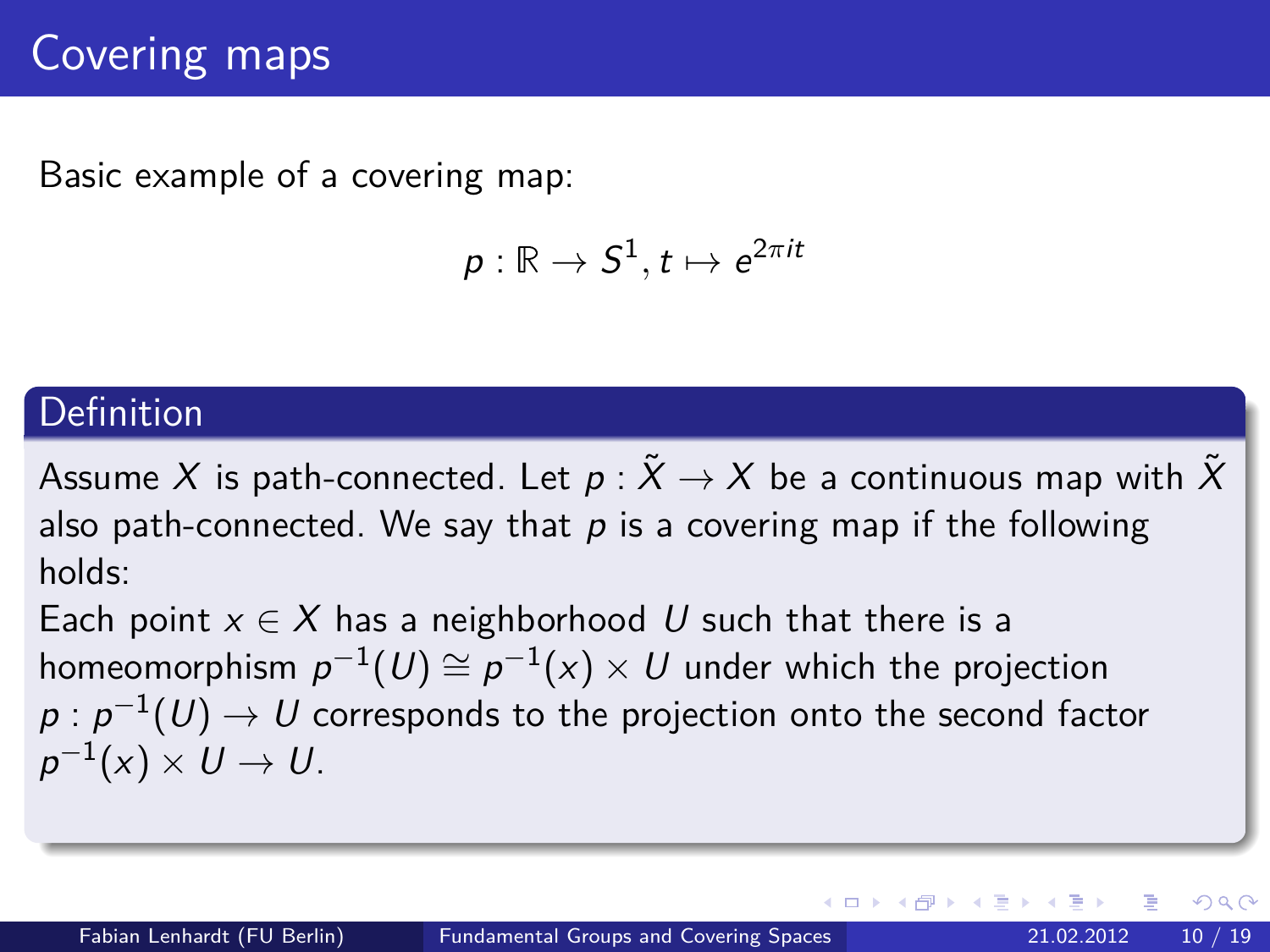# Covering maps

Basic example of a covering map:

$$p : \mathbb{R} \to S^1, t \mapsto e^{2\pi i t}$$

## Definition

Assume $X$ is path-connected. Let $p : \tilde{X} \to X$ be a continuous map with $\tilde{X}$ also path-connected. We say that $p$ is a covering map if the following holds:

Each point $x \in X$ has a neighborhood $U$ such that there is a homeomorphism $p^{-1}(U) \cong p^{-1}(x) \times U$ under which the projection $p : p^{-1}(U) \to U$ corresponds to the projection onto the second factor $p^{-1}(x) \times U \to U$.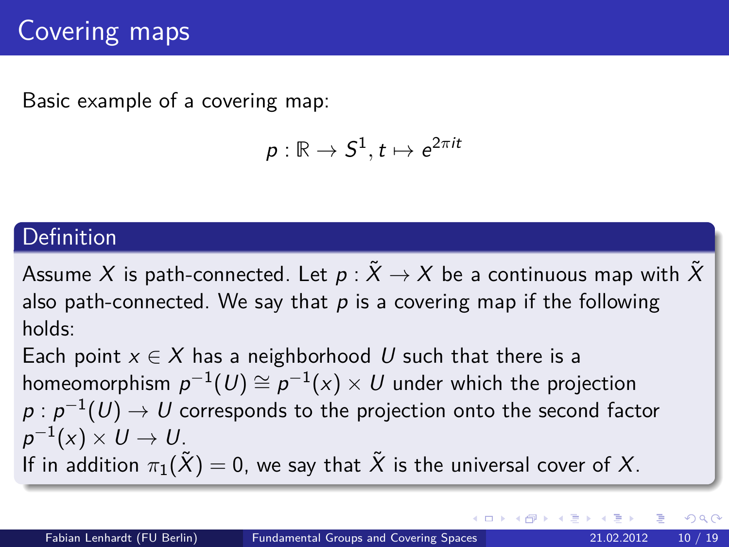# Covering maps

Basic example of a covering map:

$$p : \mathbb{R} \to S^1, t \mapsto e^{2\pi it}$$

## Definition

Assume $X$ is path-connected. Let $p : \tilde{X} \to X$ be a continuous map with $\tilde{X}$ also path-connected. We say that $p$ is a covering map if the following holds:

Each point $x \in X$ has a neighborhood $U$ such that there is a homeomorphism $p^{-1}(U) \cong p^{-1}(x) \times U$ under which the projection $p : p^{-1}(U) \to U$ corresponds to the projection onto the second factor $p^{-1}(x) \times U \to U$.

If in addition $\pi_1(\tilde{X}) = 0$, we say that $\tilde{X}$ is the universal cover of $X$.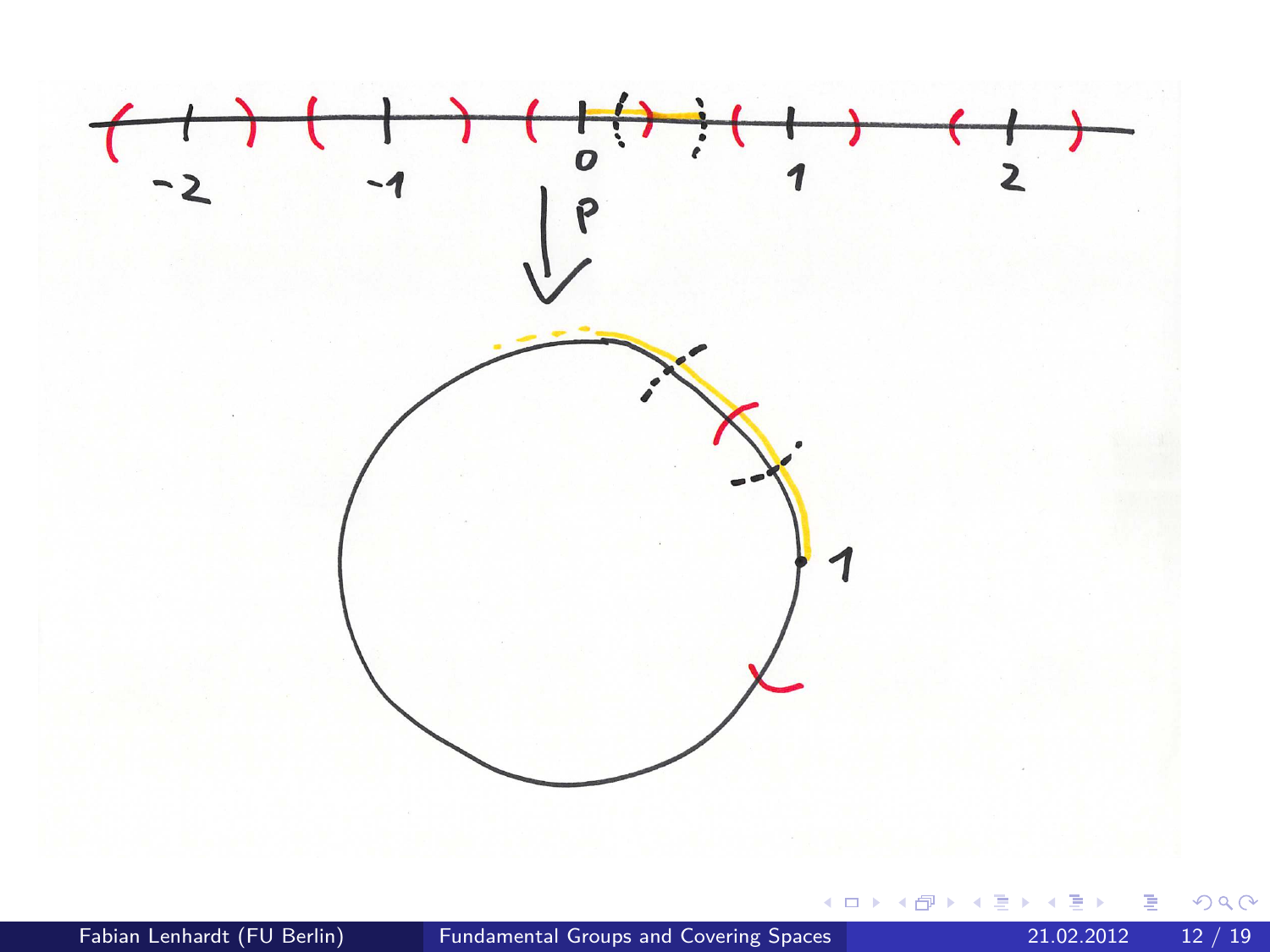−2 −1 0 1 2

$p$

1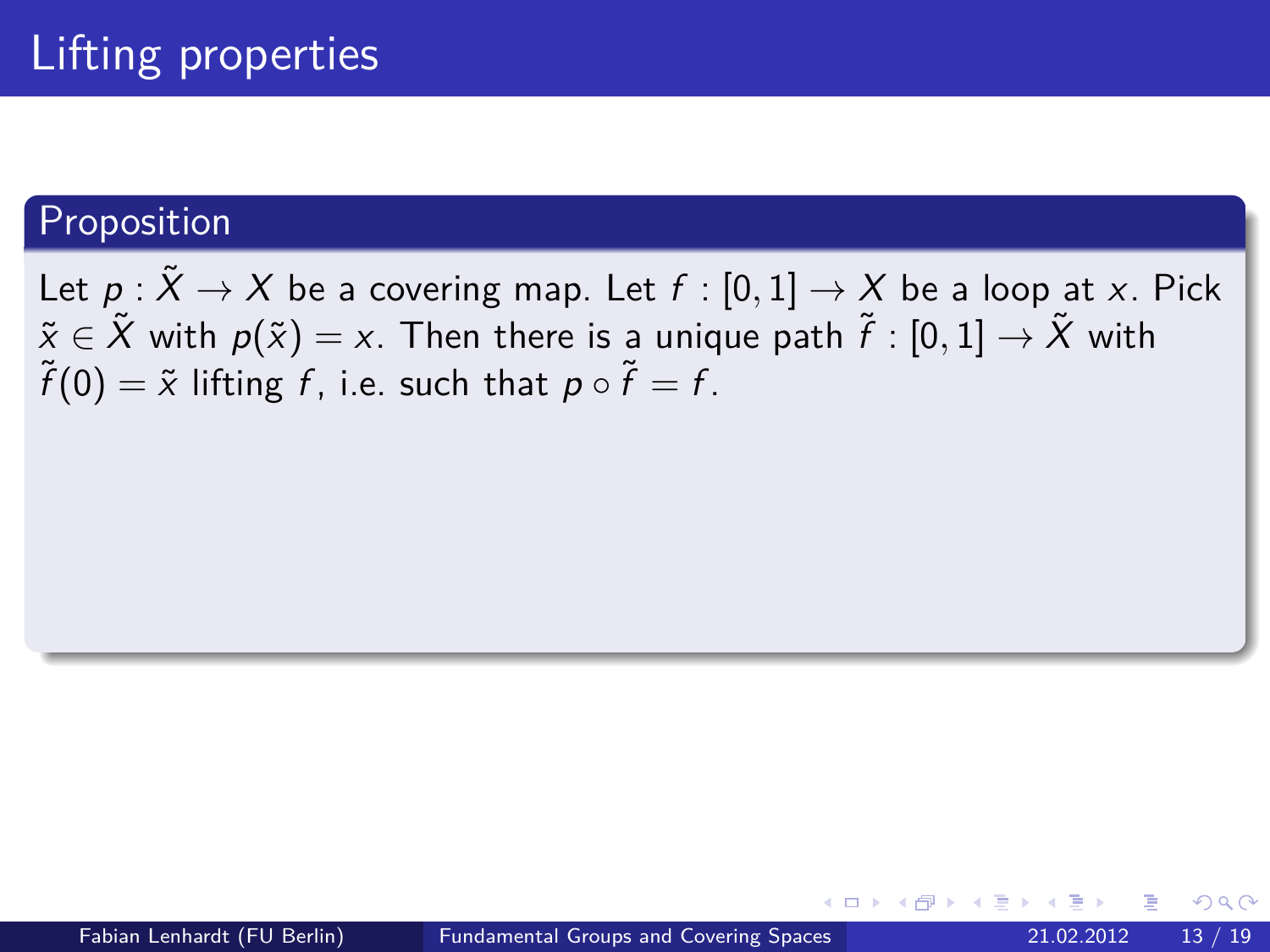# Lifting properties

**Proposition**

Let $p : \tilde{X} \to X$ be a covering map. Let $f : [0,1] \to X$ be a loop at $x$. Pick $\tilde{x} \in \tilde{X}$ with $p(\tilde{x}) = x$. Then there is a unique path $\tilde{f} : [0,1] \to \tilde{X}$ with $\tilde{f}(0) = \tilde{x}$ lifting $f$, i.e. such that $p \circ \tilde{f} = f$.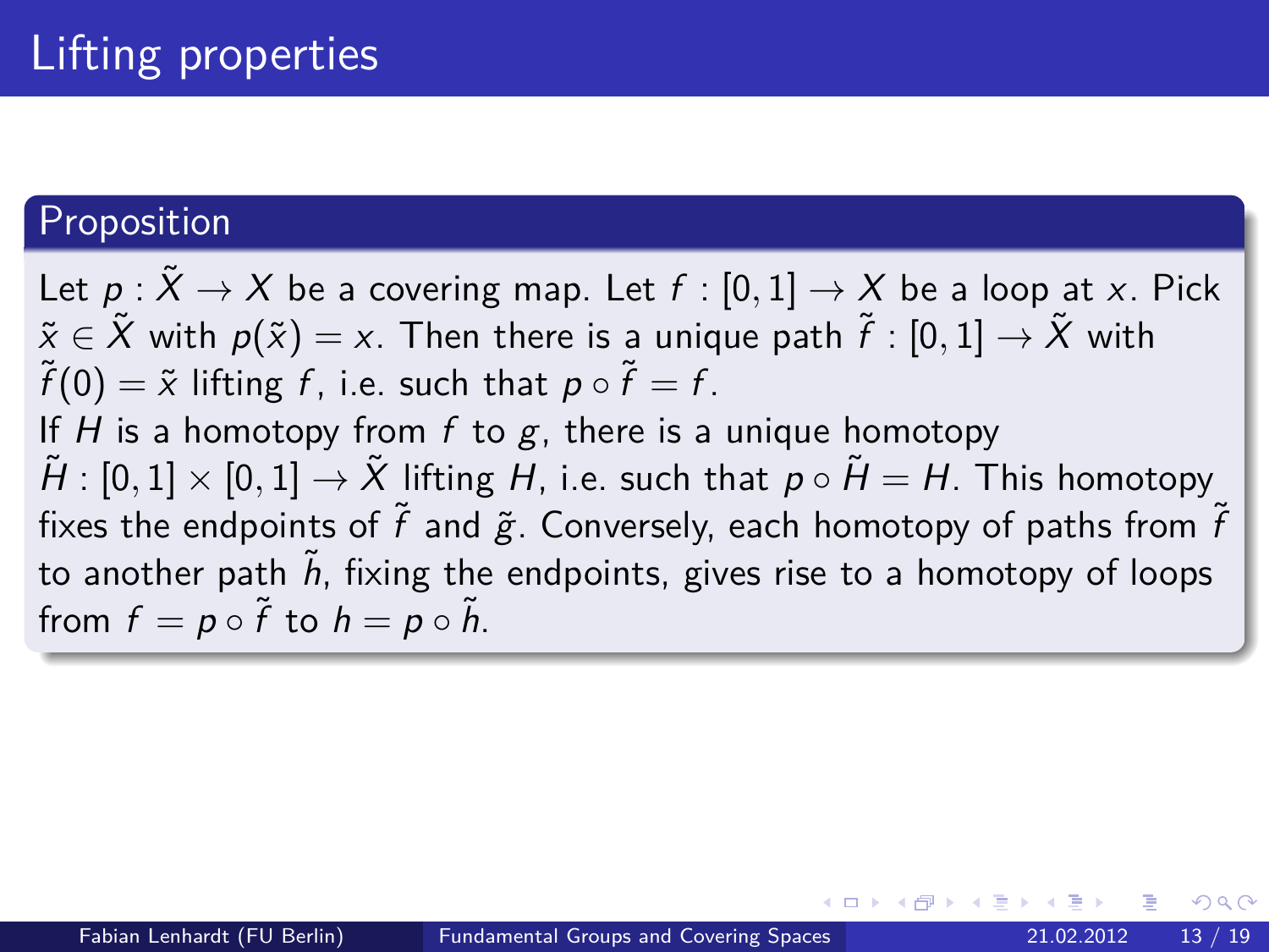# Lifting properties

## Proposition

Let $p : \tilde{X} \to X$ be a covering map. Let $f : [0,1] \to X$ be a loop at $x$. Pick $\tilde{x} \in \tilde{X}$ with $p(\tilde{x}) = x$. Then there is a unique path $\tilde{f} : [0,1] \to \tilde{X}$ with $\tilde{f}(0) = \tilde{x}$ lifting $f$, i.e. such that $p \circ \tilde{f} = f$.

If $H$ is a homotopy from $f$ to $g$, there is a unique homotopy $\tilde{H} : [0,1] \times [0,1] \to \tilde{X}$ lifting $H$, i.e. such that $p \circ \tilde{H} = H$. This homotopy fixes the endpoints of $\tilde{f}$ and $\tilde{g}$. Conversely, each homotopy of paths from $\tilde{f}$ to another path $\tilde{h}$, fixing the endpoints, gives rise to a homotopy of loops from $f = p \circ \tilde{f}$ to $h = p \circ \tilde{h}$.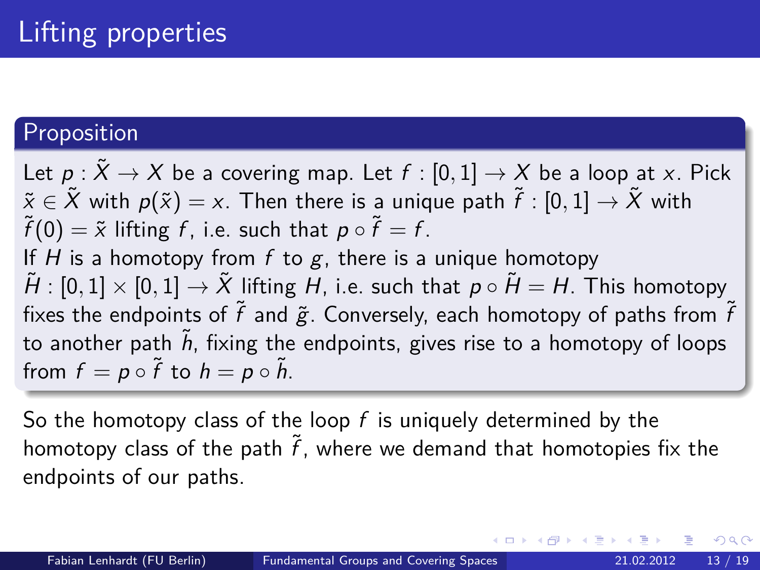# Lifting properties

**Proposition**

Let $p : \tilde{X} \to X$ be a covering map. Let $f : [0,1] \to X$ be a loop at $x$. Pick $\tilde{x} \in \tilde{X}$ with $p(\tilde{x}) = x$. Then there is a unique path $\tilde{f} : [0,1] \to \tilde{X}$ with $\tilde{f}(0) = \tilde{x}$ lifting $f$, i.e. such that $p \circ \tilde{f} = f$.
If $H$ is a homotopy from $f$ to $g$, there is a unique homotopy $\tilde{H} : [0,1] \times [0,1] \to \tilde{X}$ lifting $H$, i.e. such that $p \circ \tilde{H} = H$. This homotopy fixes the endpoints of $\tilde{f}$ and $\tilde{g}$. Conversely, each homotopy of paths from $\tilde{f}$ to another path $\tilde{h}$, fixing the endpoints, gives rise to a homotopy of loops from $f = p \circ \tilde{f}$ to $h = p \circ \tilde{h}$.

So the homotopy class of the loop $f$ is uniquely determined by the homotopy class of the path $\tilde{f}$, where we demand that homotopies fix the endpoints of our paths.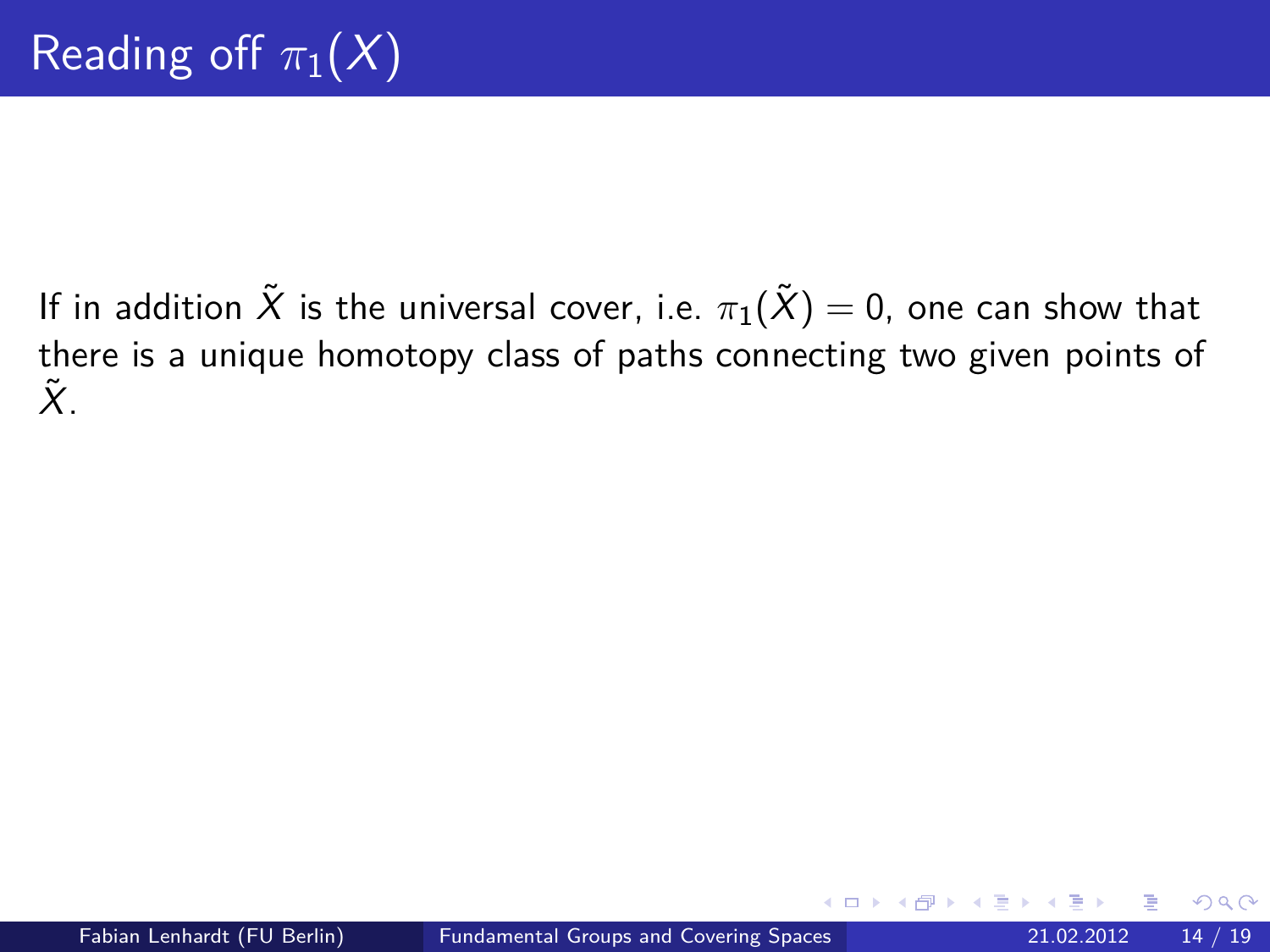# Reading off $\pi_1(X)$

If in addition $\tilde{X}$ is the universal cover, i.e. $\pi_1(\tilde{X}) = 0$, one can show that there is a unique homotopy class of paths connecting two given points of $\tilde{X}$.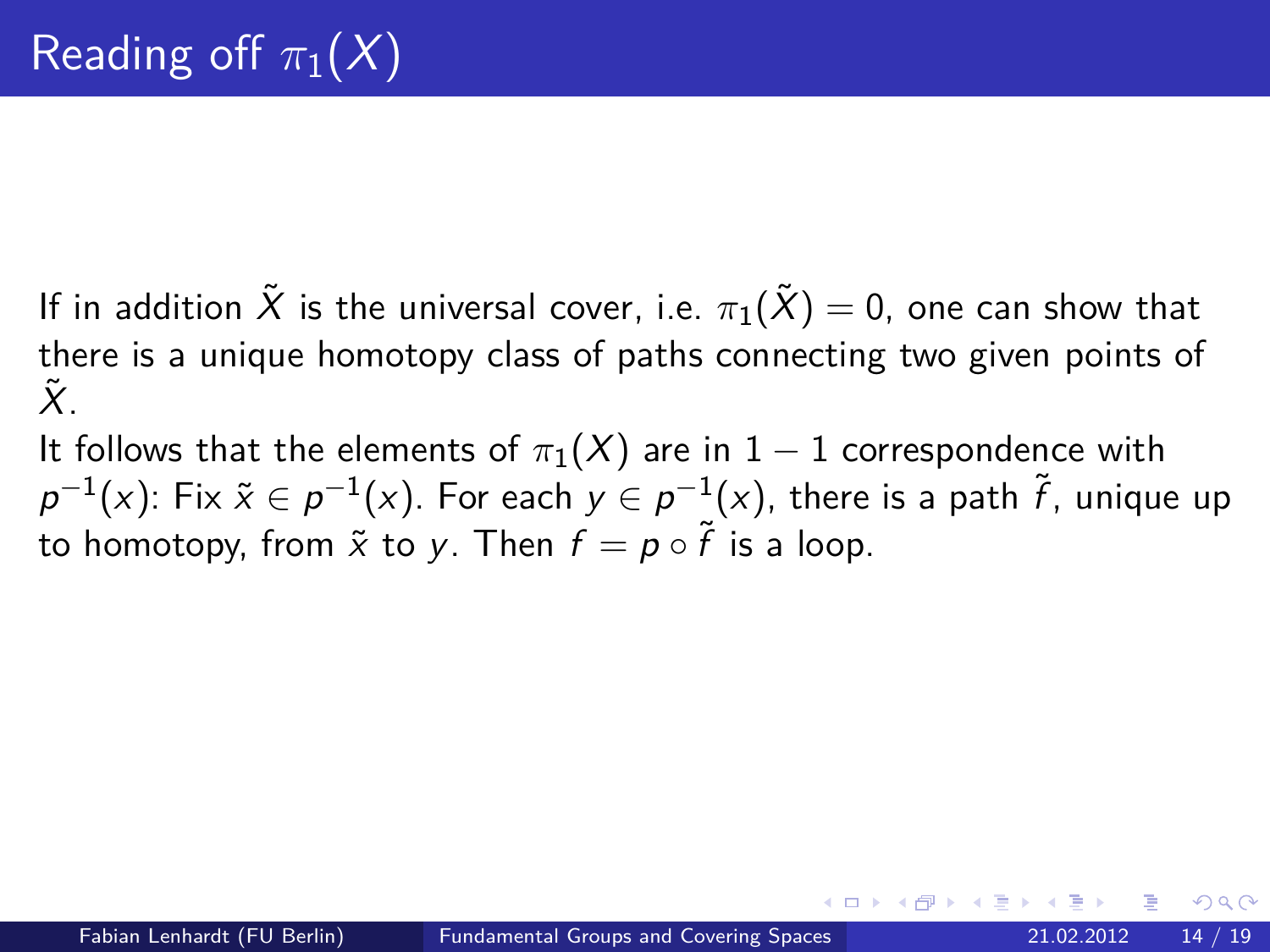# Reading off $\pi_1(X)$

If in addition $\tilde{X}$ is the universal cover, i.e. $\pi_1(\tilde{X}) = 0$, one can show that there is a unique homotopy class of paths connecting two given points of $\tilde{X}$.

It follows that the elements of $\pi_1(X)$ are in $1-1$ correspondence with $p^{-1}(x)$: Fix $\tilde{x} \in p^{-1}(x)$. For each $y \in p^{-1}(x)$, there is a path $\tilde{f}$, unique up to homotopy, from $\tilde{x}$ to $y$. Then $f = p \circ \tilde{f}$ is a loop.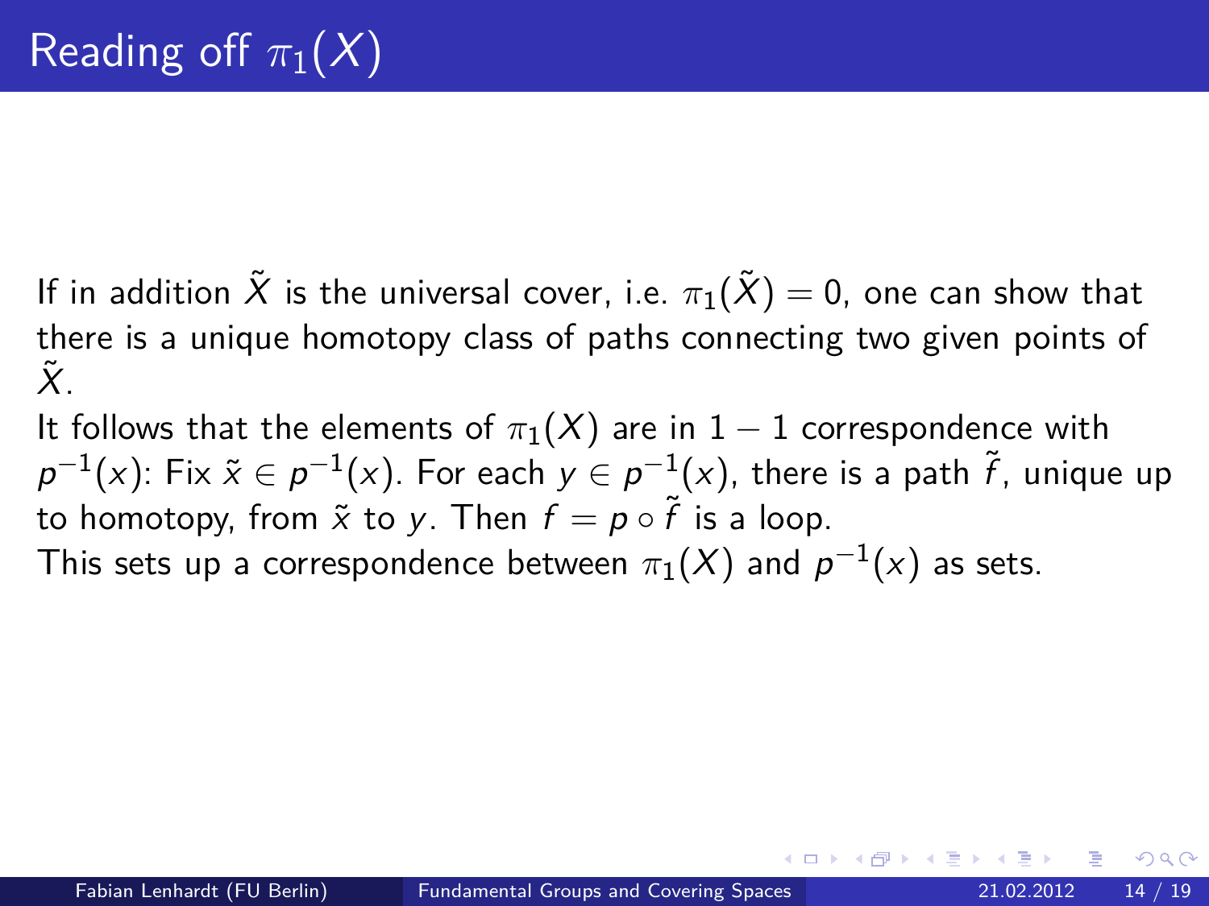# Reading off $\pi_1(X)$

If in addition $\tilde{X}$ is the universal cover, i.e. $\pi_1(\tilde{X}) = 0$, one can show that there is a unique homotopy class of paths connecting two given points of $\tilde{X}$.

It follows that the elements of $\pi_1(X)$ are in $1-1$ correspondence with $p^{-1}(x)$: Fix $\tilde{x} \in p^{-1}(x)$. For each $y \in p^{-1}(x)$, there is a path $\tilde{f}$, unique up to homotopy, from $\tilde{x}$ to $y$. Then $f = p \circ \tilde{f}$ is a loop.

This sets up a correspondence between $\pi_1(X)$ and $p^{-1}(x)$ as sets.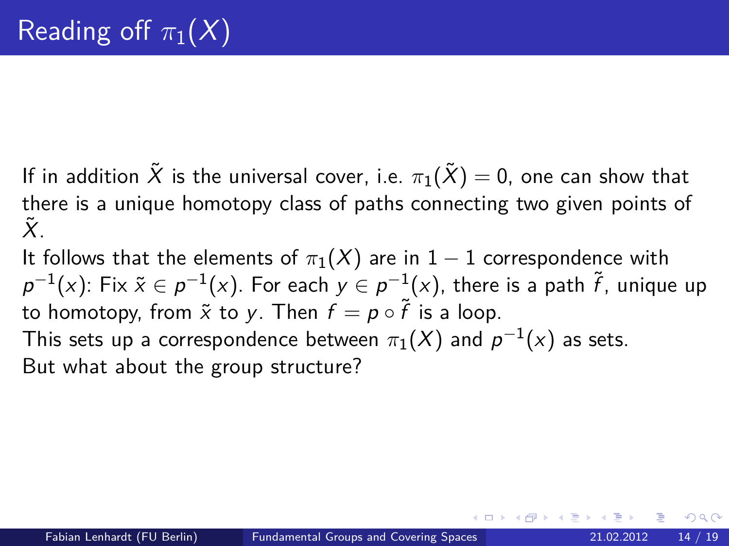# Reading off $\pi_1(X)$

If in addition $\tilde{X}$ is the universal cover, i.e. $\pi_1(\tilde{X}) = 0$, one can show that there is a unique homotopy class of paths connecting two given points of $\tilde{X}$.

It follows that the elements of $\pi_1(X)$ are in $1-1$ correspondence with $p^{-1}(x)$: Fix $\tilde{x} \in p^{-1}(x)$. For each $y \in p^{-1}(x)$, there is a path $\tilde{f}$, unique up to homotopy, from $\tilde{x}$ to $y$. Then $f = p \circ \tilde{f}$ is a loop.

This sets up a correspondence between $\pi_1(X)$ and $p^{-1}(x)$ as sets.

But what about the group structure?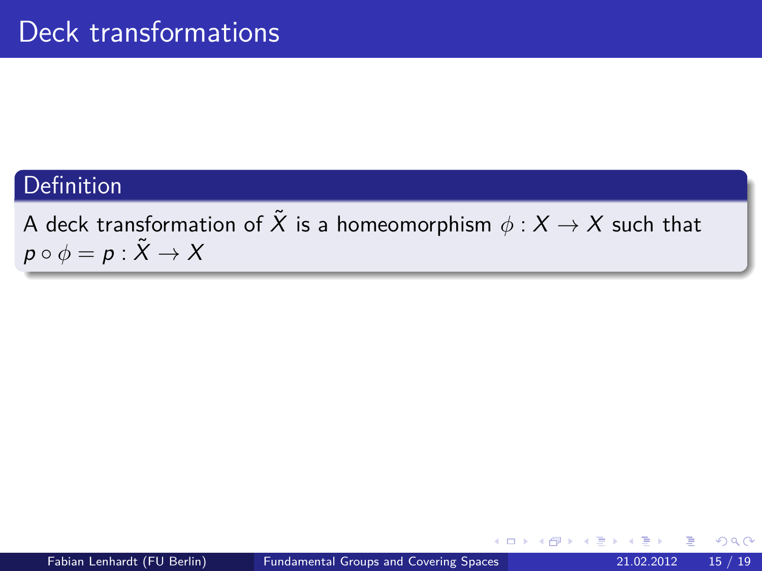# Deck transformations

**Definition**

A deck transformation of $\tilde{X}$ is a homeomorphism $\phi : X \to X$ such that $p \circ \phi = p : \tilde{X} \to X$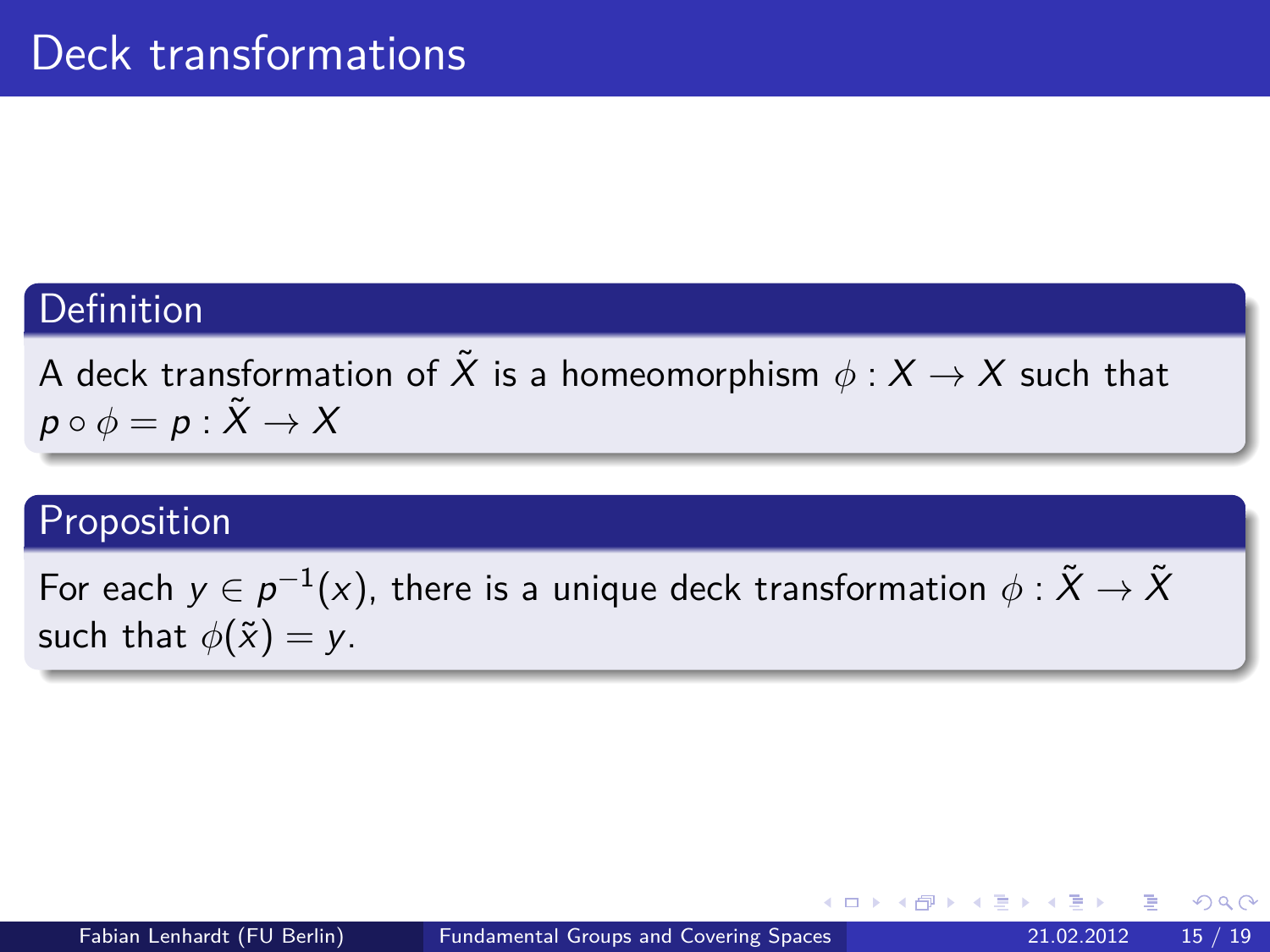# Deck transformations

**Definition**

A deck transformation of $\tilde{X}$ is a homeomorphism $\phi : X \to X$ such that $p \circ \phi = p : \tilde{X} \to X$

**Proposition**

For each $y \in p^{-1}(x)$, there is a unique deck transformation $\phi : \tilde{X} \to \tilde{X}$ such that $\phi(\tilde{x}) = y$.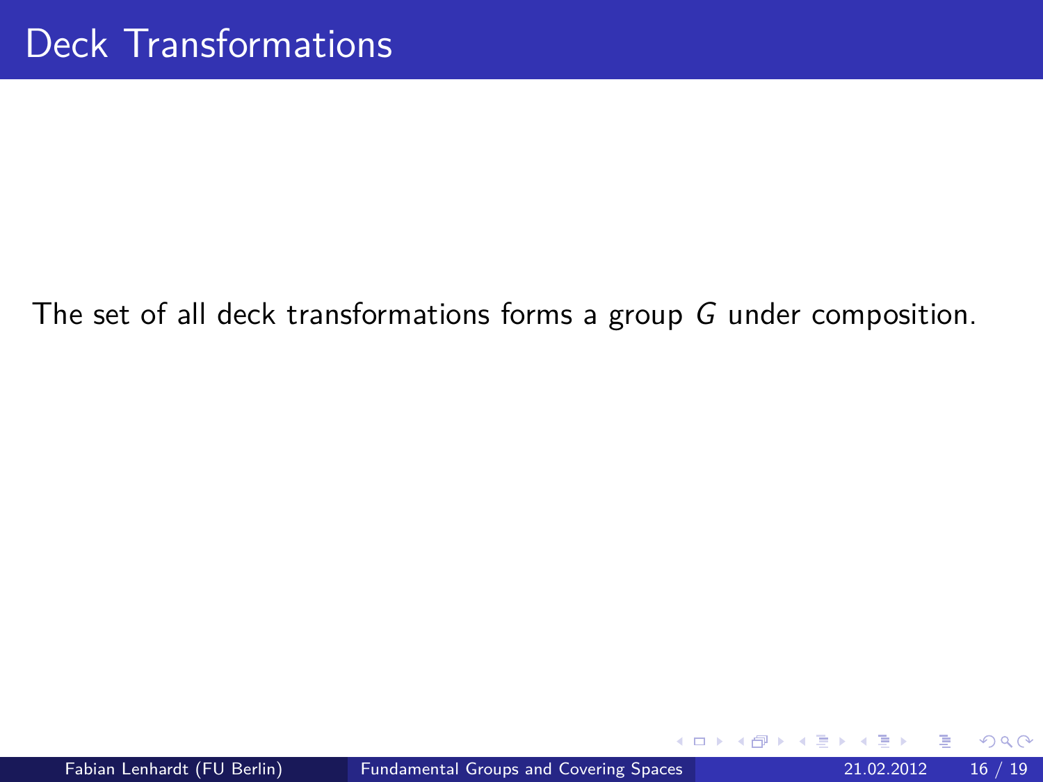# Deck Transformations

The set of all deck transformations forms a group $G$ under composition.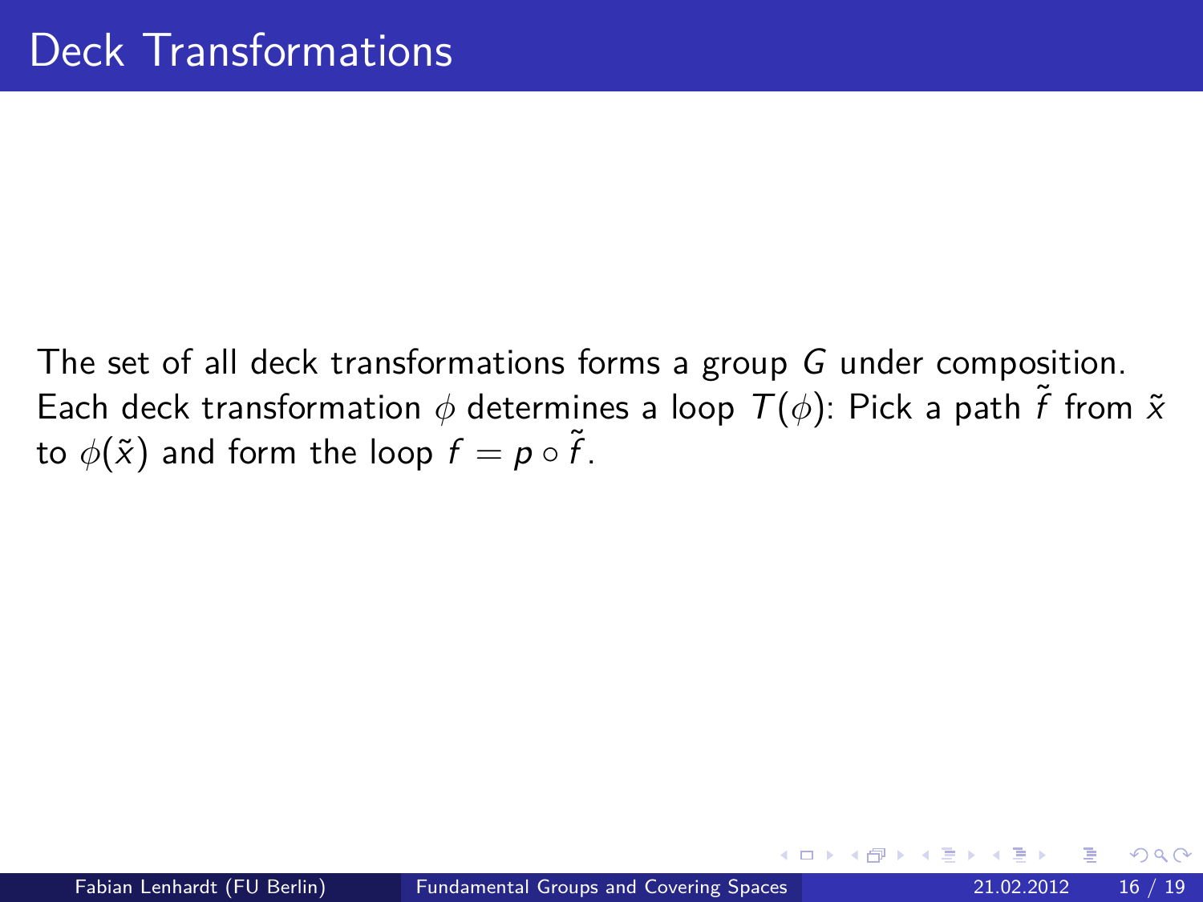# Deck Transformations

The set of all deck transformations forms a group $G$ under composition. Each deck transformation $\phi$ determines a loop $T(\phi)$: Pick a path $\tilde{f}$ from $\tilde{x}$ to $\phi(\tilde{x})$ and form the loop $f = p \circ \tilde{f}$.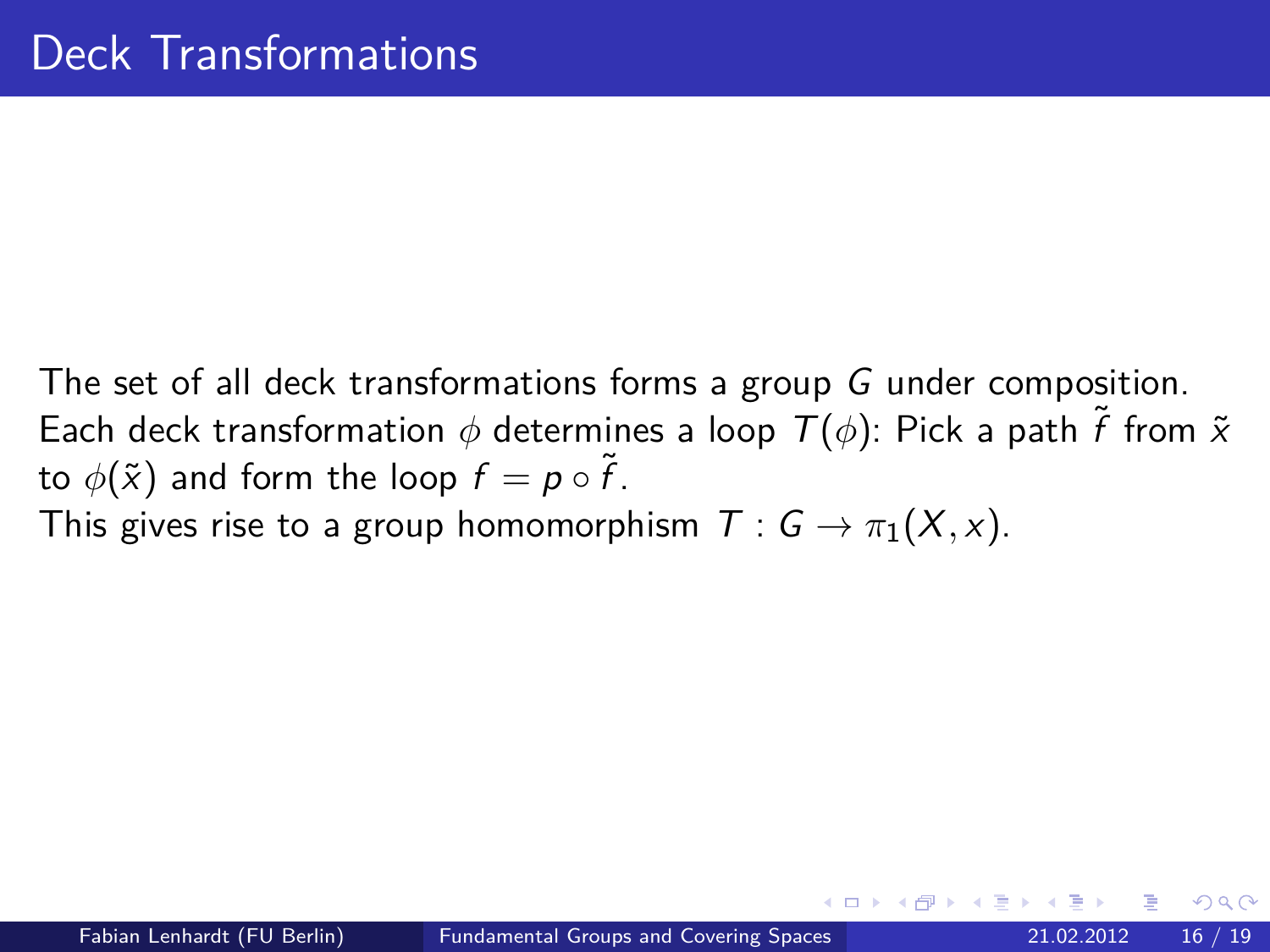# Deck Transformations

The set of all deck transformations forms a group $G$ under composition. Each deck transformation $\phi$ determines a loop $T(\phi)$: Pick a path $\tilde{f}$ from $\tilde{x}$ to $\phi(\tilde{x})$ and form the loop $f = p \circ \tilde{f}$.
This gives rise to a group homomorphism $T : G \to \pi_1(X, x)$.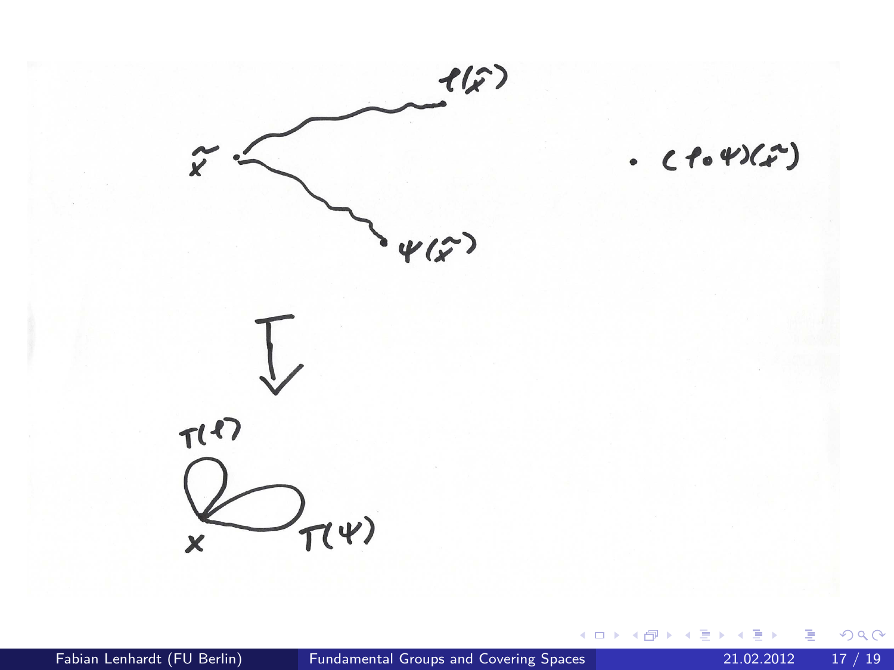$\varphi(\tilde{x})$

$\tilde{x}$

$\cdot\ (\varphi \circ \psi)(\tilde{x})$

$\psi(\tilde{x})$

$\pi$

$\pi(\varphi)$

$x$

$\pi(\psi)$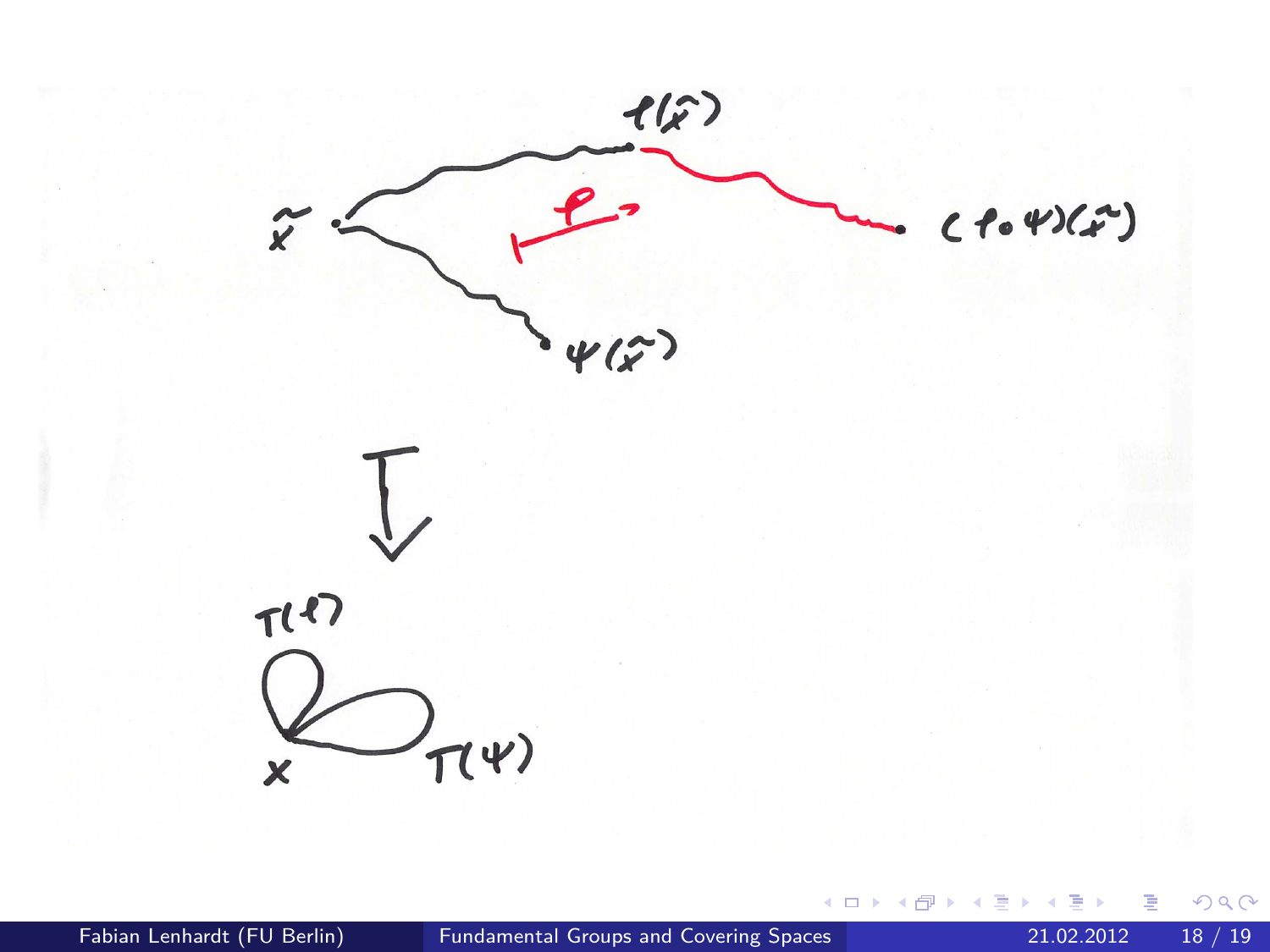$\varphi(\tilde{x})$

$\tilde{x}$ $\qquad \varphi \qquad (\varphi \circ \psi)(\tilde{x})$

$\psi(\tilde{x})$

$\pi$

$\pi(\varphi)$

$x \qquad \pi(\psi)$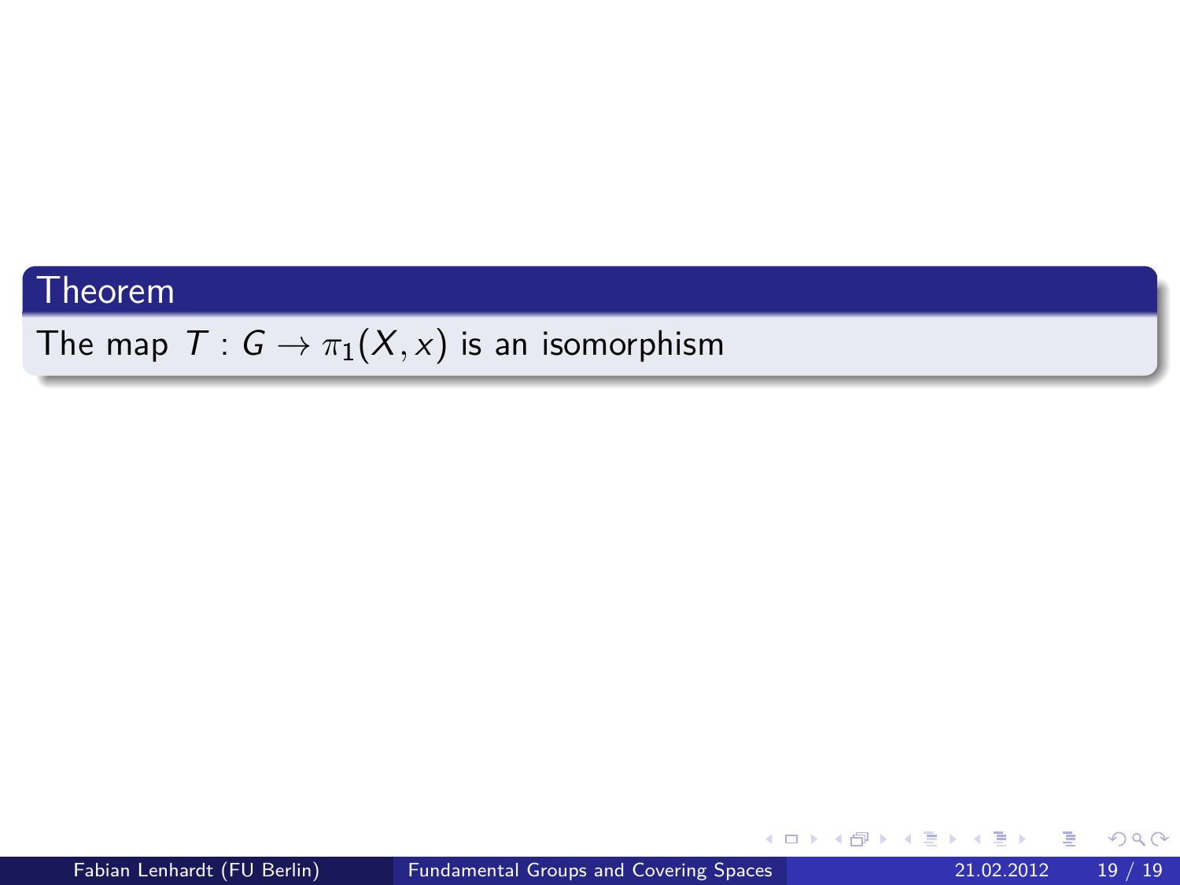**Theorem**

The map $T : G \to \pi_1(X, x)$ is an isomorphism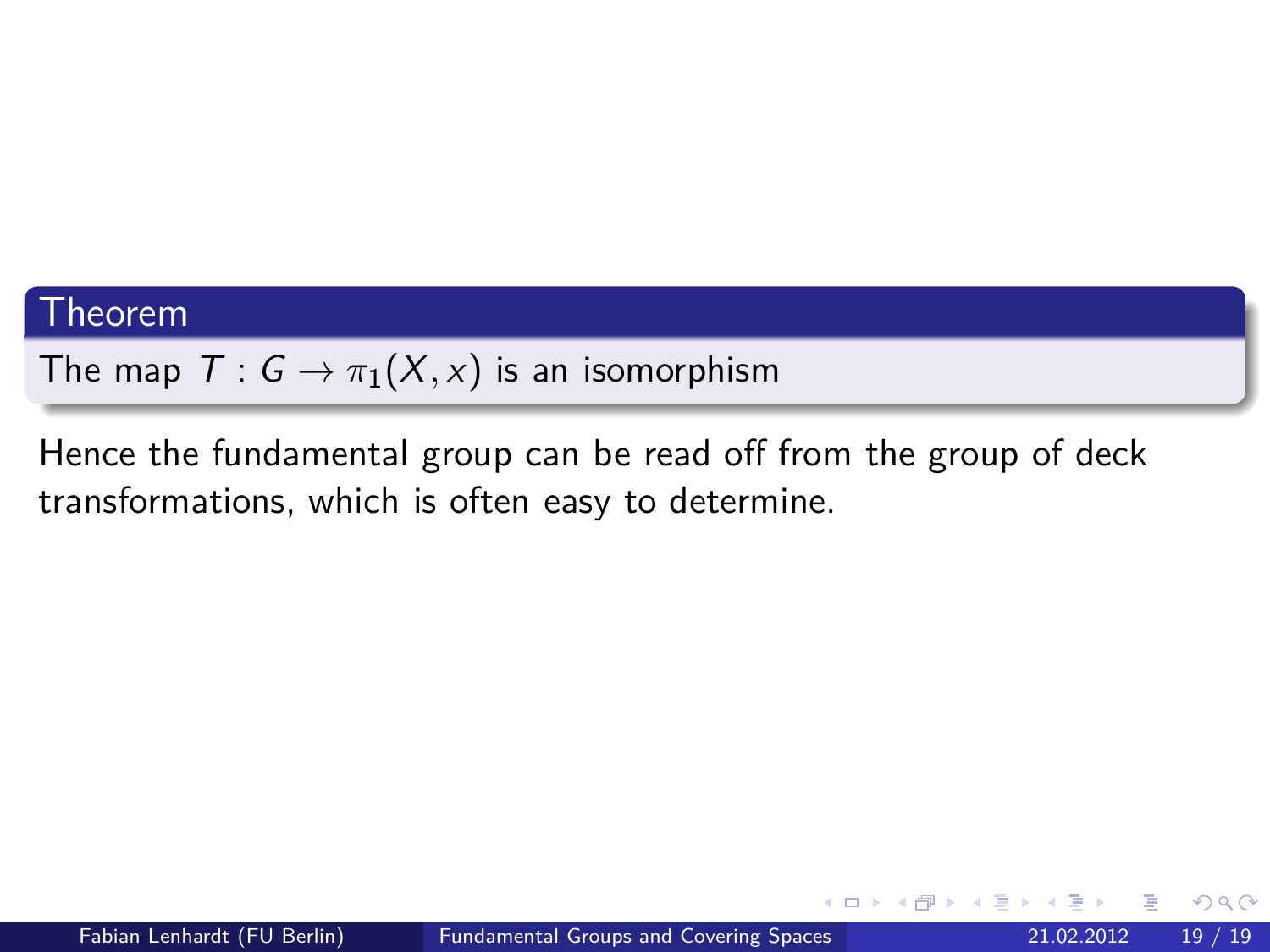**Theorem**

The map $T : G \to \pi_1(X, x)$ is an isomorphism

Hence the fundamental group can be read off from the group of deck transformations, which is often easy to determine.